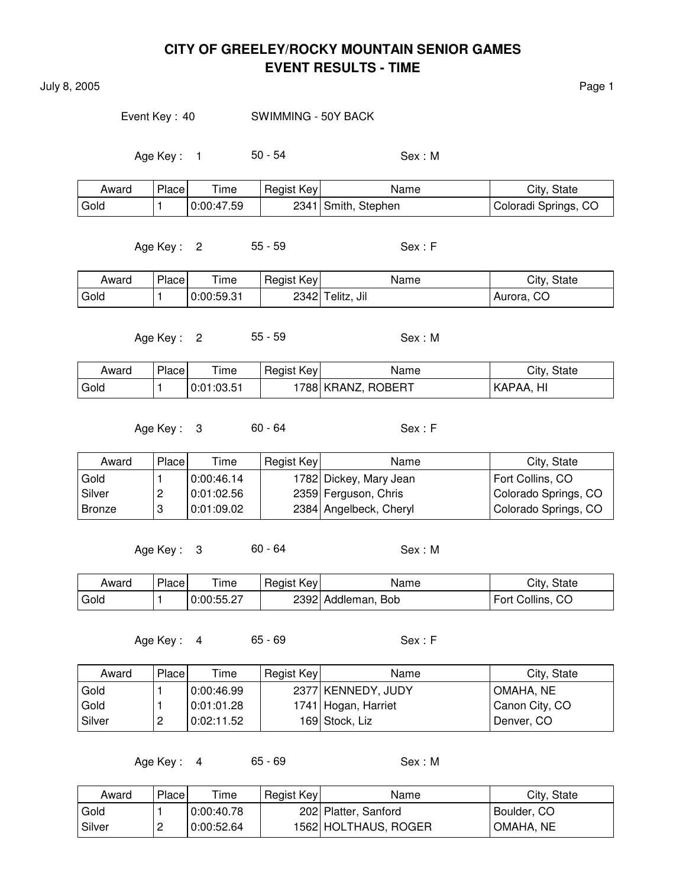# CITY OF GREELEY/ROCKY MOUNTAIN SENIOR GAMES
## EVENT RESULTS - TIME

July 8, 2005

Event Key : 40 SWIMMING - 50Y BACK

Age Key : 1 50 - 54 Sex : M

| Award | Place | Time | Regist Key | Name | City, State |
|---|---|---|---|---|---|
| Gold | 1 | 0:00:47.59 | 2341 | Smith, Stephen | Coloradi Springs, CO |

Age Key : 2 55 - 59 Sex : F

| Award | Place | Time | Regist Key | Name | City, State |
|---|---|---|---|---|---|
| Gold | 1 | 0:00:59.31 | 2342 | Telitz, Jil | Aurora, CO |

Age Key : 2 55 - 59 Sex : M

| Award | Place | Time | Regist Key | Name | City, State |
|---|---|---|---|---|---|
| Gold | 1 | 0:01:03.51 | 1788 | KRANZ, ROBERT | KAPAA, HI |

Age Key : 3 60 - 64 Sex : F

| Award | Place | Time | Regist Key | Name | City, State |
|---|---|---|---|---|---|
| Gold | 1 | 0:00:46.14 | 1782 | Dickey, Mary Jean | Fort Collins, CO |
| Silver | 2 | 0:01:02.56 | 2359 | Ferguson, Chris | Colorado Springs, CO |
| Bronze | 3 | 0:01:09.02 | 2384 | Angelbeck, Cheryl | Colorado Springs, CO |

Age Key : 3 60 - 64 Sex : M

| Award | Place | Time | Regist Key | Name | City, State |
|---|---|---|---|---|---|
| Gold | 1 | 0:00:55.27 | 2392 | Addleman, Bob | Fort Collins, CO |

Age Key : 4 65 - 69 Sex : F

| Award | Place | Time | Regist Key | Name | City, State |
|---|---|---|---|---|---|
| Gold | 1 | 0:00:46.99 | 2377 | KENNEDY, JUDY | OMAHA, NE |
| Gold | 1 | 0:01:01.28 | 1741 | Hogan, Harriet | Canon City, CO |
| Silver | 2 | 0:02:11.52 | 169 | Stock, Liz | Denver, CO |

Age Key : 4 65 - 69 Sex : M

| Award | Place | Time | Regist Key | Name | City, State |
|---|---|---|---|---|---|
| Gold | 1 | 0:00:40.78 | 202 | Platter, Sanford | Boulder, CO |
| Silver | 2 | 0:00:52.64 | 1562 | HOLTHAUS, ROGER | OMAHA, NE |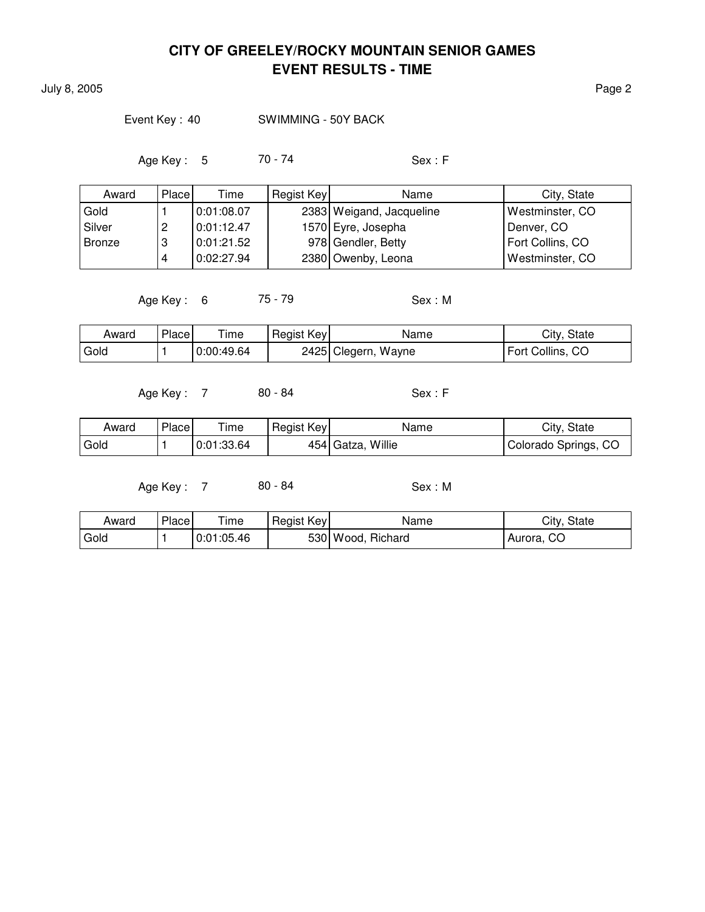# CITY OF GREELEY/ROCKY MOUNTAIN SENIOR GAMES
## EVENT RESULTS - TIME

July 8, 2005

Event Key : 40 SWIMMING - 50Y BACK

Age Key : 5 70 - 74 Sex : F

| Award | Place | Time | Regist Key | Name | City, State |
|---|---|---|---|---|---|
| Gold | 1 | 0:01:08.07 | 2383 | Weigand, Jacqueline | Westminster, CO |
| Silver | 2 | 0:01:12.47 | 1570 | Eyre, Josepha | Denver, CO |
| Bronze | 3 | 0:01:21.52 | 978 | Gendler, Betty | Fort Collins, CO |
| | 4 | 0:02:27.94 | 2380 | Owenby, Leona | Westminster, CO |

Age Key : 6 75 - 79 Sex : M

| Award | Place | Time | Regist Key | Name | City, State |
|---|---|---|---|---|---|
| Gold | 1 | 0:00:49.64 | 2425 | Clegern, Wayne | Fort Collins, CO |

Age Key : 7 80 - 84 Sex : F

| Award | Place | Time | Regist Key | Name | City, State |
|---|---|---|---|---|---|
| Gold | 1 | 0:01:33.64 | 454 | Gatza, Willie | Colorado Springs, CO |

Age Key : 7 80 - 84 Sex : M

| Award | Place | Time | Regist Key | Name | City, State |
|---|---|---|---|---|---|
| Gold | 1 | 0:01:05.46 | 530 | Wood, Richard | Aurora, CO |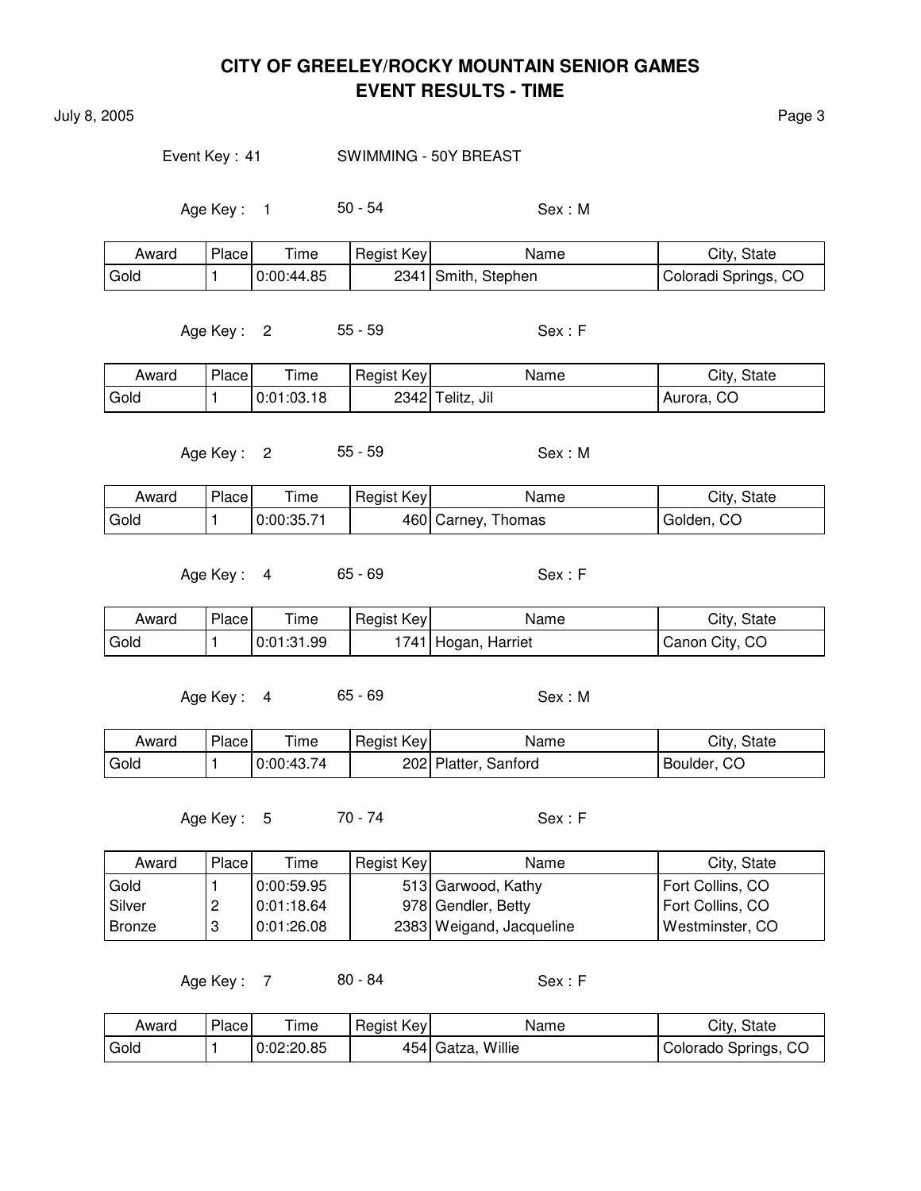# CITY OF GREELEY/ROCKY MOUNTAIN SENIOR GAMES
## EVENT RESULTS - TIME

July 8, 2005

Event Key : 41 SWIMMING - 50Y BREAST

Age Key : 1 50 - 54 Sex : M

| Award | Place | Time | Regist Key | Name | City, State |
|---|---|---|---|---|---|
| Gold | 1 | 0:00:44.85 | 2341 | Smith, Stephen | Coloradi Springs, CO |

Age Key : 2 55 - 59 Sex : F

| Award | Place | Time | Regist Key | Name | City, State |
|---|---|---|---|---|---|
| Gold | 1 | 0:01:03.18 | 2342 | Telitz, Jil | Aurora, CO |

Age Key : 2 55 - 59 Sex : M

| Award | Place | Time | Regist Key | Name | City, State |
|---|---|---|---|---|---|
| Gold | 1 | 0:00:35.71 | 460 | Carney, Thomas | Golden, CO |

Age Key : 4 65 - 69 Sex : F

| Award | Place | Time | Regist Key | Name | City, State |
|---|---|---|---|---|---|
| Gold | 1 | 0:01:31.99 | 1741 | Hogan, Harriet | Canon City, CO |

Age Key : 4 65 - 69 Sex : M

| Award | Place | Time | Regist Key | Name | City, State |
|---|---|---|---|---|---|
| Gold | 1 | 0:00:43.74 | 202 | Platter, Sanford | Boulder, CO |

Age Key : 5 70 - 74 Sex : F

| Award | Place | Time | Regist Key | Name | City, State |
|---|---|---|---|---|---|
| Gold | 1 | 0:00:59.95 | 513 | Garwood, Kathy | Fort Collins, CO |
| Silver | 2 | 0:01:18.64 | 978 | Gendler, Betty | Fort Collins, CO |
| Bronze | 3 | 0:01:26.08 | 2383 | Weigand, Jacqueline | Westminster, CO |

Age Key : 7 80 - 84 Sex : F

| Award | Place | Time | Regist Key | Name | City, State |
|---|---|---|---|---|---|
| Gold | 1 | 0:02:20.85 | 454 | Gatza, Willie | Colorado Springs, CO |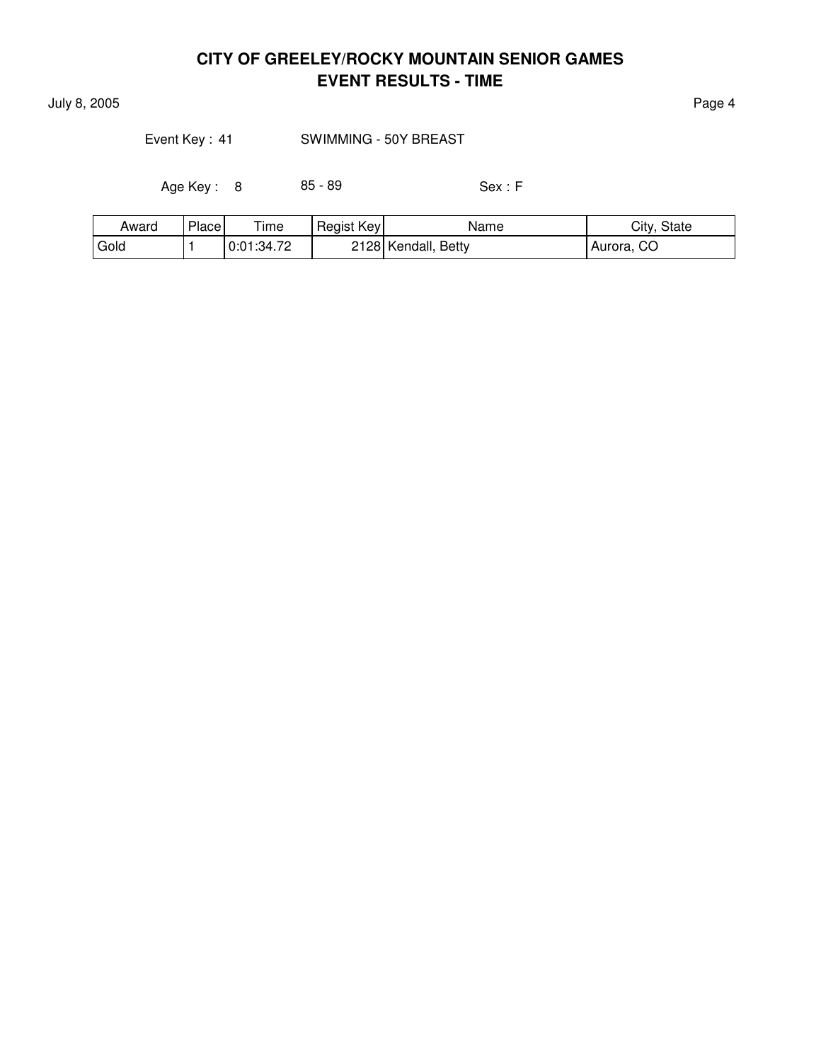# CITY OF GREELEY/ROCKY MOUNTAIN SENIOR GAMES
## EVENT RESULTS - TIME

July 8, 2005

Event Key : 41 SWIMMING - 50Y BREAST

Age Key : 8 85 - 89 Sex : F

| Award | Place | Time | Regist Key | Name | City, State |
|---|---|---|---|---|---|
| Gold | 1 | 0:01:34.72 | 2128 | Kendall, Betty | Aurora, CO |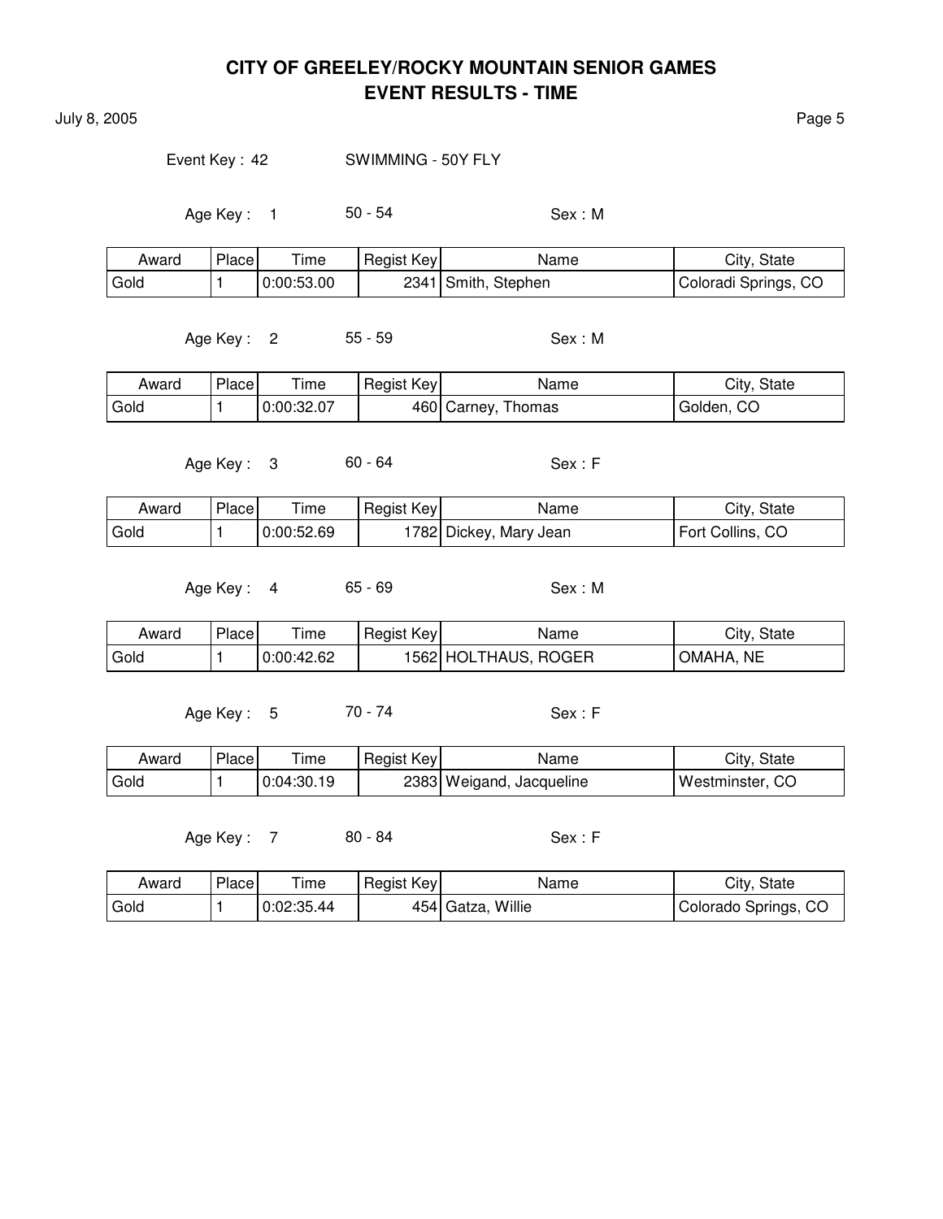# CITY OF GREELEY/ROCKY MOUNTAIN SENIOR GAMES
## EVENT RESULTS - TIME

July 8, 2005

Event Key : 42 SWIMMING - 50Y FLY

Age Key : 1 50 - 54 Sex : M

| Award | Place | Time | Regist Key | Name | City, State |
|---|---|---|---|---|---|
| Gold | 1 | 0:00:53.00 | 2341 | Smith, Stephen | Coloradi Springs, CO |

Age Key : 2 55 - 59 Sex : M

| Award | Place | Time | Regist Key | Name | City, State |
|---|---|---|---|---|---|
| Gold | 1 | 0:00:32.07 | 460 | Carney, Thomas | Golden, CO |

Age Key : 3 60 - 64 Sex : F

| Award | Place | Time | Regist Key | Name | City, State |
|---|---|---|---|---|---|
| Gold | 1 | 0:00:52.69 | 1782 | Dickey, Mary Jean | Fort Collins, CO |

Age Key : 4 65 - 69 Sex : M

| Award | Place | Time | Regist Key | Name | City, State |
|---|---|---|---|---|---|
| Gold | 1 | 0:00:42.62 | 1562 | HOLTHAUS, ROGER | OMAHA, NE |

Age Key : 5 70 - 74 Sex : F

| Award | Place | Time | Regist Key | Name | City, State |
|---|---|---|---|---|---|
| Gold | 1 | 0:04:30.19 | 2383 | Weigand, Jacqueline | Westminster, CO |

Age Key : 7 80 - 84 Sex : F

| Award | Place | Time | Regist Key | Name | City, State |
|---|---|---|---|---|---|
| Gold | 1 | 0:02:35.44 | 454 | Gatza, Willie | Colorado Springs, CO |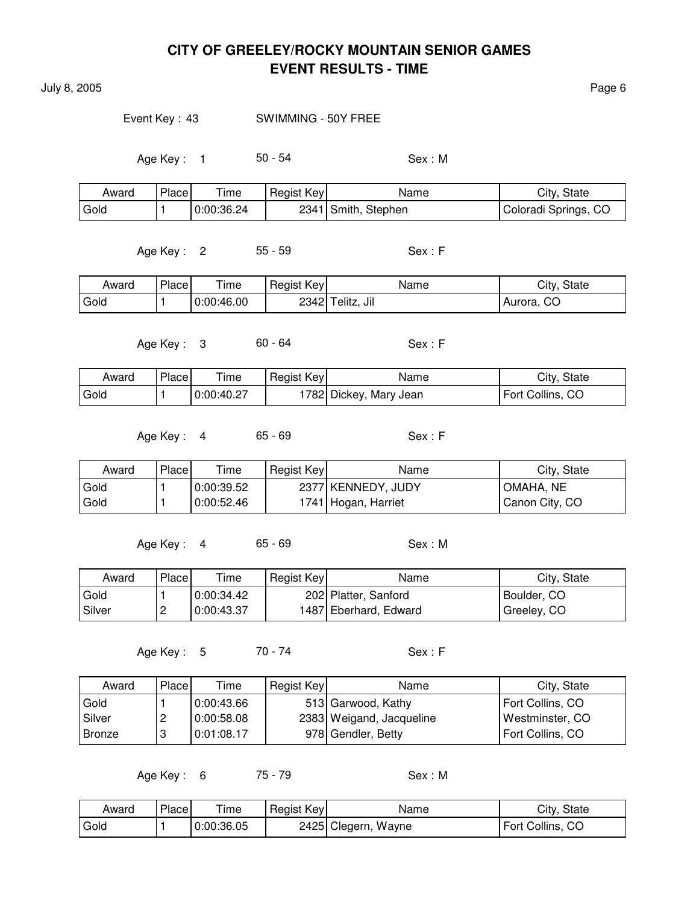# CITY OF GREELEY/ROCKY MOUNTAIN SENIOR GAMES
## EVENT RESULTS - TIME

July 8, 2005

Event Key : 43 SWIMMING - 50Y FREE

Age Key : 1 50 - 54 Sex : M

| Award | Place | Time | Regist Key | Name | City, State |
|---|---|---|---|---|---|
| Gold | 1 | 0:00:36.24 | 2341 | Smith, Stephen | Coloradi Springs, CO |

Age Key : 2 55 - 59 Sex : F

| Award | Place | Time | Regist Key | Name | City, State |
|---|---|---|---|---|---|
| Gold | 1 | 0:00:46.00 | 2342 | Telitz, Jil | Aurora, CO |

Age Key : 3 60 - 64 Sex : F

| Award | Place | Time | Regist Key | Name | City, State |
|---|---|---|---|---|---|
| Gold | 1 | 0:00:40.27 | 1782 | Dickey, Mary Jean | Fort Collins, CO |

Age Key : 4 65 - 69 Sex : F

| Award | Place | Time | Regist Key | Name | City, State |
|---|---|---|---|---|---|
| Gold | 1 | 0:00:39.52 | 2377 | KENNEDY, JUDY | OMAHA, NE |
| Gold | 1 | 0:00:52.46 | 1741 | Hogan, Harriet | Canon City, CO |

Age Key : 4 65 - 69 Sex : M

| Award | Place | Time | Regist Key | Name | City, State |
|---|---|---|---|---|---|
| Gold | 1 | 0:00:34.42 | 202 | Platter, Sanford | Boulder, CO |
| Silver | 2 | 0:00:43.37 | 1487 | Eberhard, Edward | Greeley, CO |

Age Key : 5 70 - 74 Sex : F

| Award | Place | Time | Regist Key | Name | City, State |
|---|---|---|---|---|---|
| Gold | 1 | 0:00:43.66 | 513 | Garwood, Kathy | Fort Collins, CO |
| Silver | 2 | 0:00:58.08 | 2383 | Weigand, Jacqueline | Westminster, CO |
| Bronze | 3 | 0:01:08.17 | 978 | Gendler, Betty | Fort Collins, CO |

Age Key : 6 75 - 79 Sex : M

| Award | Place | Time | Regist Key | Name | City, State |
|---|---|---|---|---|---|
| Gold | 1 | 0:00:36.05 | 2425 | Clegern, Wayne | Fort Collins, CO |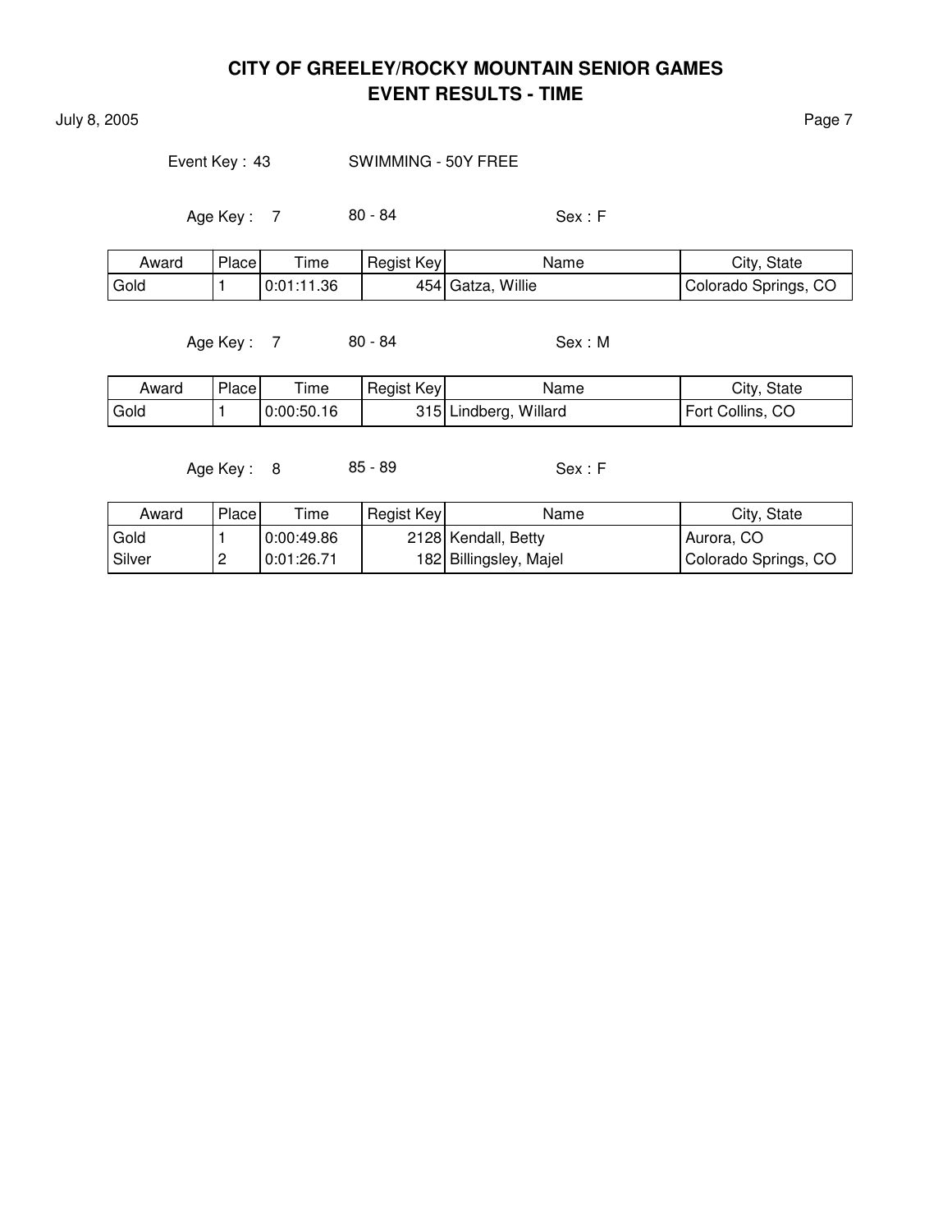# CITY OF GREELEY/ROCKY MOUNTAIN SENIOR GAMES
## EVENT RESULTS - TIME

July 8, 2005

Event Key : 43 SWIMMING - 50Y FREE

Age Key : 7 80 - 84 Sex : F

| Award | Place | Time | Regist Key | Name | City, State |
|---|---|---|---|---|---|
| Gold | 1 | 0:01:11.36 | 454 | Gatza, Willie | Colorado Springs, CO |

Age Key : 7 80 - 84 Sex : M

| Award | Place | Time | Regist Key | Name | City, State |
|---|---|---|---|---|---|
| Gold | 1 | 0:00:50.16 | 315 | Lindberg, Willard | Fort Collins, CO |

Age Key : 8 85 - 89 Sex : F

| Award | Place | Time | Regist Key | Name | City, State |
|---|---|---|---|---|---|
| Gold | 1 | 0:00:49.86 | 2128 | Kendall, Betty | Aurora, CO |
| Silver | 2 | 0:01:26.71 | 182 | Billingsley, Majel | Colorado Springs, CO |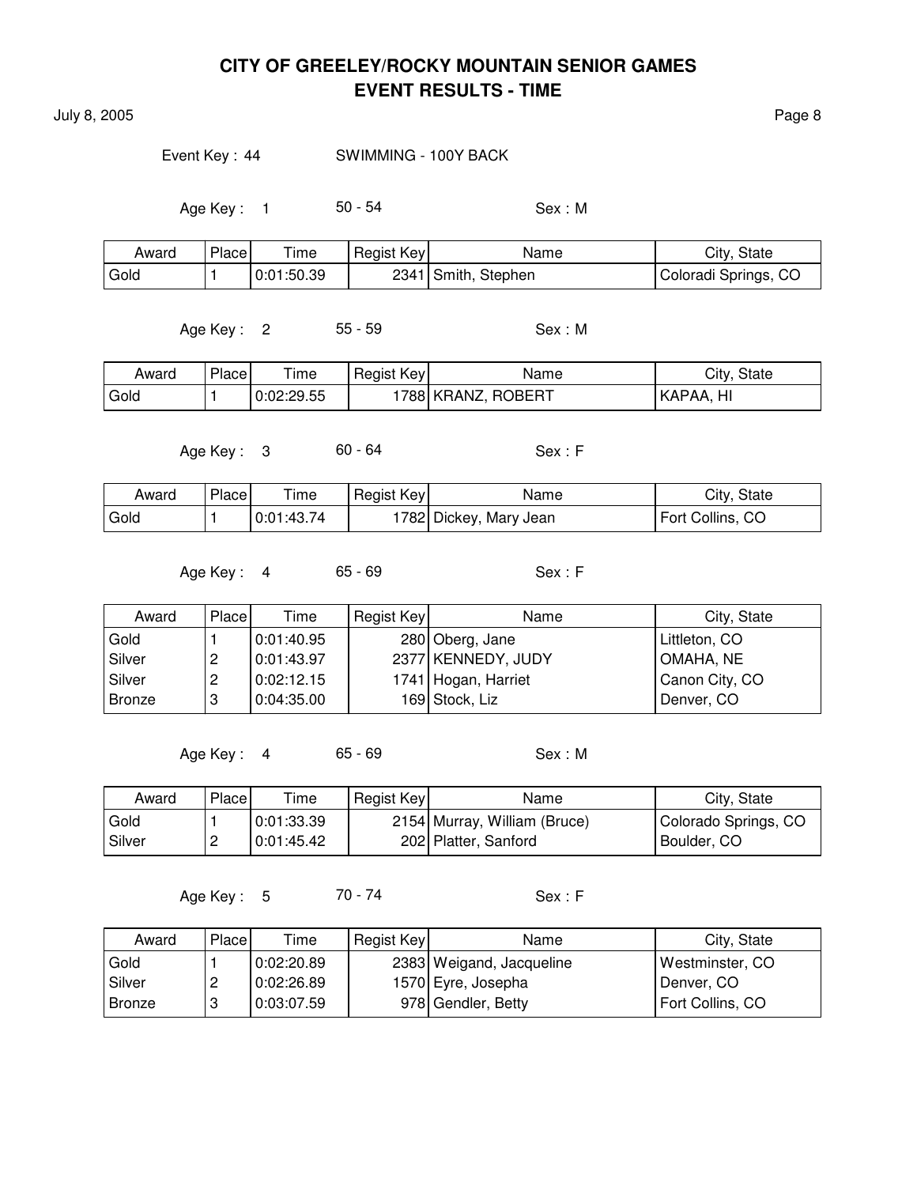# CITY OF GREELEY/ROCKY MOUNTAIN SENIOR GAMES
## EVENT RESULTS - TIME

July 8, 2005

Event Key : 44 SWIMMING - 100Y BACK

Age Key : 1 50 - 54 Sex : M

| Award | Place | Time | Regist Key | Name | City, State |
|---|---|---|---|---|---|
| Gold | 1 | 0:01:50.39 | 2341 | Smith, Stephen | Coloradi Springs, CO |

Age Key : 2 55 - 59 Sex : M

| Award | Place | Time | Regist Key | Name | City, State |
|---|---|---|---|---|---|
| Gold | 1 | 0:02:29.55 | 1788 | KRANZ, ROBERT | KAPAA, HI |

Age Key : 3 60 - 64 Sex : F

| Award | Place | Time | Regist Key | Name | City, State |
|---|---|---|---|---|---|
| Gold | 1 | 0:01:43.74 | 1782 | Dickey, Mary Jean | Fort Collins, CO |

Age Key : 4 65 - 69 Sex : F

| Award | Place | Time | Regist Key | Name | City, State |
|---|---|---|---|---|---|
| Gold | 1 | 0:01:40.95 | 280 | Oberg, Jane | Littleton, CO |
| Silver | 2 | 0:01:43.97 | 2377 | KENNEDY, JUDY | OMAHA, NE |
| Silver | 2 | 0:02:12.15 | 1741 | Hogan, Harriet | Canon City, CO |
| Bronze | 3 | 0:04:35.00 | 169 | Stock, Liz | Denver, CO |

Age Key : 4 65 - 69 Sex : M

| Award | Place | Time | Regist Key | Name | City, State |
|---|---|---|---|---|---|
| Gold | 1 | 0:01:33.39 | 2154 | Murray, William (Bruce) | Colorado Springs, CO |
| Silver | 2 | 0:01:45.42 | 202 | Platter, Sanford | Boulder, CO |

Age Key : 5 70 - 74 Sex : F

| Award | Place | Time | Regist Key | Name | City, State |
|---|---|---|---|---|---|
| Gold | 1 | 0:02:20.89 | 2383 | Weigand, Jacqueline | Westminster, CO |
| Silver | 2 | 0:02:26.89 | 1570 | Eyre, Josepha | Denver, CO |
| Bronze | 3 | 0:03:07.59 | 978 | Gendler, Betty | Fort Collins, CO |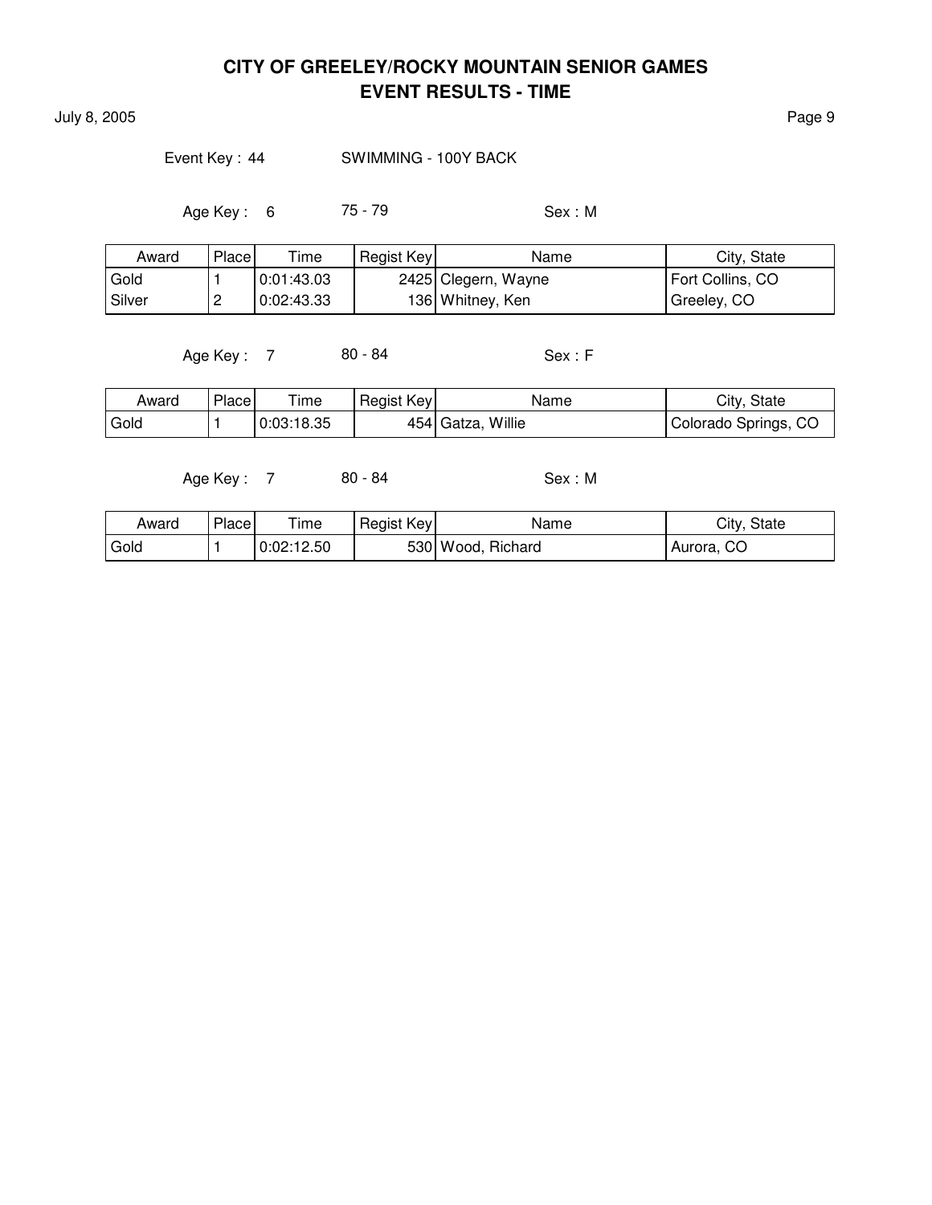# CITY OF GREELEY/ROCKY MOUNTAIN SENIOR GAMES
## EVENT RESULTS - TIME

July 8, 2005

Event Key : 44 SWIMMING - 100Y BACK

Age Key : 6 75 - 79 Sex : M

| Award | Place | Time | Regist Key | Name | City, State |
|---|---|---|---|---|---|
| Gold | 1 | 0:01:43.03 | 2425 | Clegern, Wayne | Fort Collins, CO |
| Silver | 2 | 0:02:43.33 | 136 | Whitney, Ken | Greeley, CO |

Age Key : 7 80 - 84 Sex : F

| Award | Place | Time | Regist Key | Name | City, State |
|---|---|---|---|---|---|
| Gold | 1 | 0:03:18.35 | 454 | Gatza, Willie | Colorado Springs, CO |

Age Key : 7 80 - 84 Sex : M

| Award | Place | Time | Regist Key | Name | City, State |
|---|---|---|---|---|---|
| Gold | 1 | 0:02:12.50 | 530 | Wood, Richard | Aurora, CO |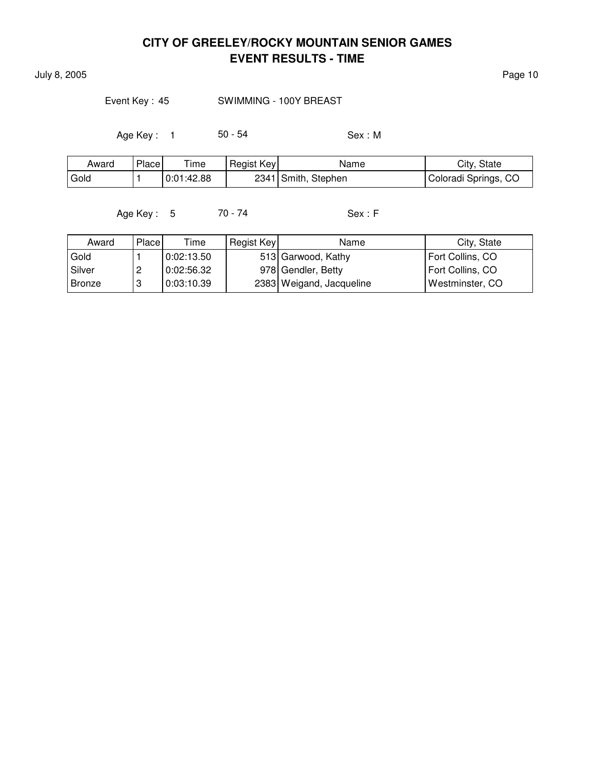# CITY OF GREELEY/ROCKY MOUNTAIN SENIOR GAMES
## EVENT RESULTS - TIME

July 8, 2005

Event Key : 45 SWIMMING - 100Y BREAST

Age Key : 1 50 - 54 Sex : M

| Award | Place | Time | Regist Key | Name | City, State |
|---|---|---|---|---|---|
| Gold | 1 | 0:01:42.88 | 2341 | Smith, Stephen | Coloradi Springs, CO |

Age Key : 5 70 - 74 Sex : F

| Award | Place | Time | Regist Key | Name | City, State |
|---|---|---|---|---|---|
| Gold | 1 | 0:02:13.50 | 513 | Garwood, Kathy | Fort Collins, CO |
| Silver | 2 | 0:02:56.32 | 978 | Gendler, Betty | Fort Collins, CO |
| Bronze | 3 | 0:03:10.39 | 2383 | Weigand, Jacqueline | Westminster, CO |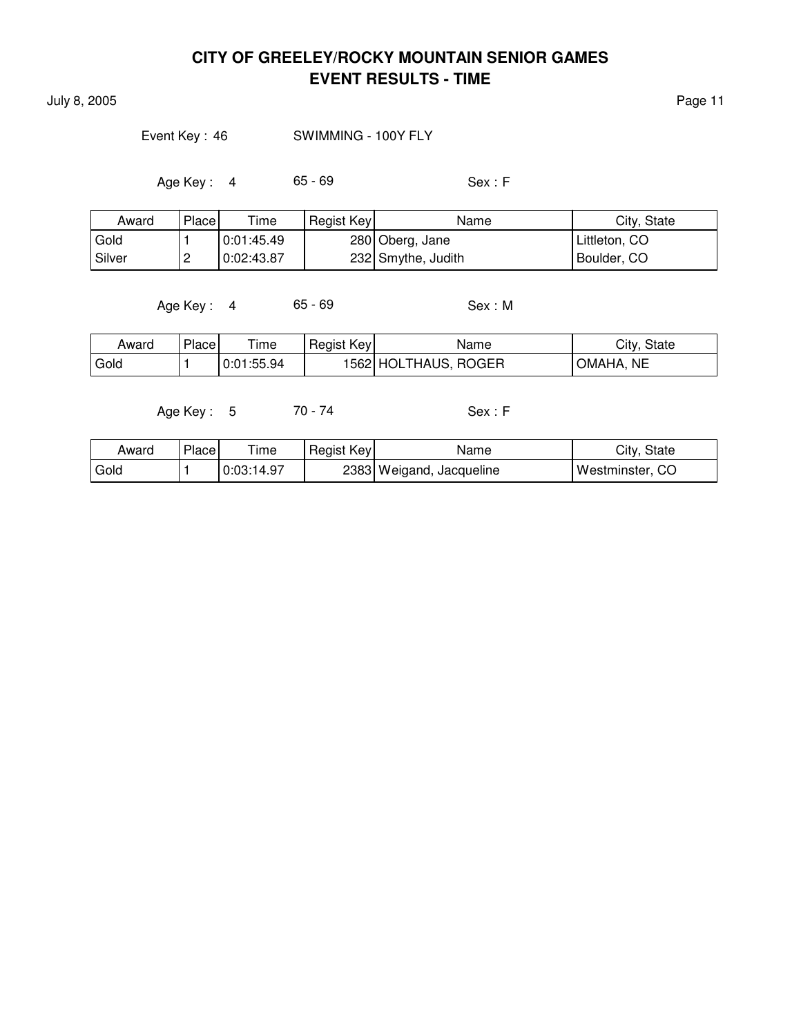# CITY OF GREELEY/ROCKY MOUNTAIN SENIOR GAMES
## EVENT RESULTS - TIME

July 8, 2005

Event Key : 46 SWIMMING - 100Y FLY

Age Key : 4 65 - 69 Sex : F

| Award | Place | Time | Regist Key | Name | City, State |
|---|---|---|---|---|---|
| Gold | 1 | 0:01:45.49 | 280 | Oberg, Jane | Littleton, CO |
| Silver | 2 | 0:02:43.87 | 232 | Smythe, Judith | Boulder, CO |

Age Key : 4 65 - 69 Sex : M

| Award | Place | Time | Regist Key | Name | City, State |
|---|---|---|---|---|---|
| Gold | 1 | 0:01:55.94 | 1562 | HOLTHAUS, ROGER | OMAHA, NE |

Age Key : 5 70 - 74 Sex : F

| Award | Place | Time | Regist Key | Name | City, State |
|---|---|---|---|---|---|
| Gold | 1 | 0:03:14.97 | 2383 | Weigand, Jacqueline | Westminster, CO |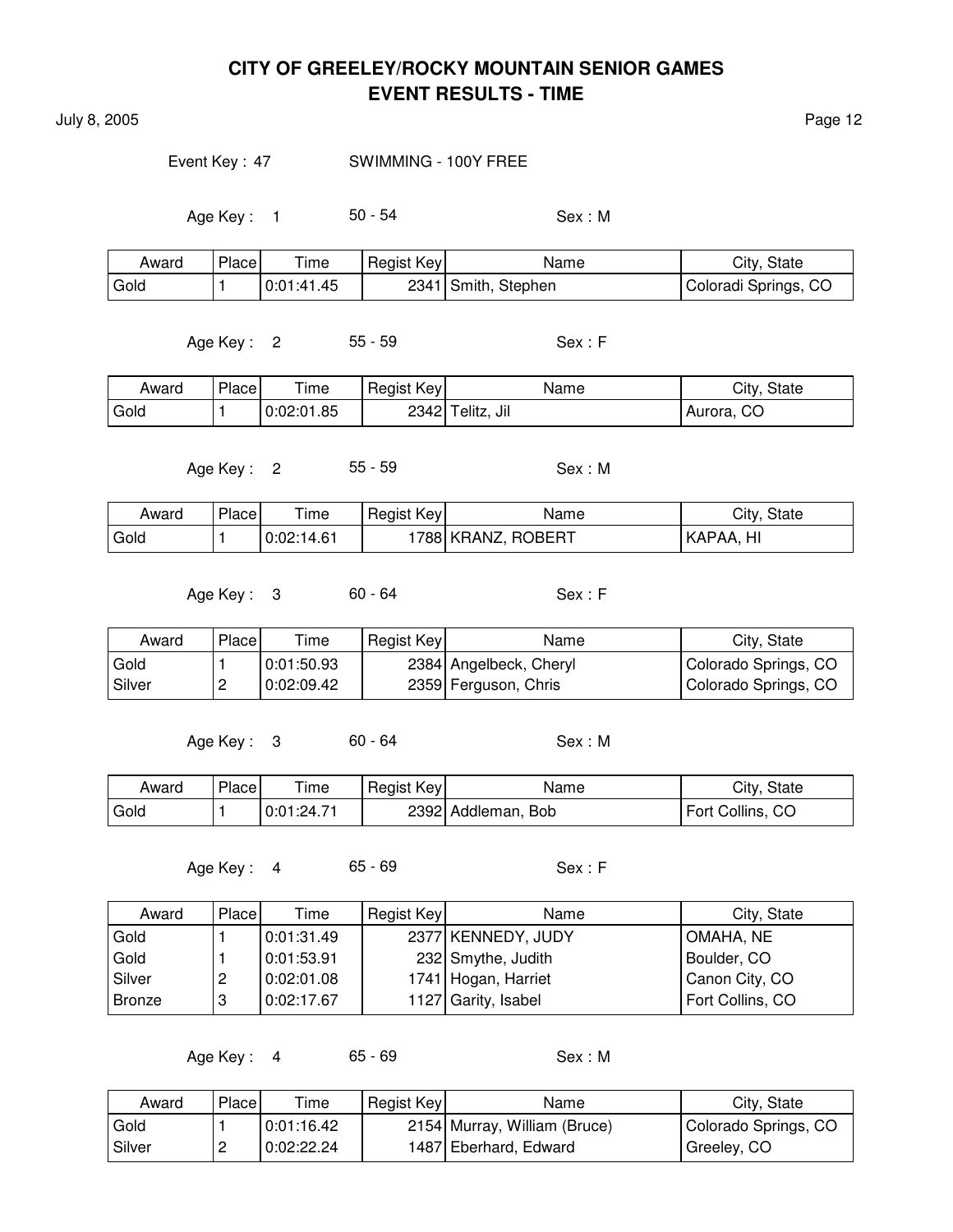# CITY OF GREELEY/ROCKY MOUNTAIN SENIOR GAMES
## EVENT RESULTS - TIME

July 8, 2005

Event Key : 47 SWIMMING - 100Y FREE

Age Key : 1 50 - 54 Sex : M

| Award | Place | Time | Regist Key | Name | City, State |
|---|---|---|---|---|---|
| Gold | 1 | 0:01:41.45 | 2341 | Smith, Stephen | Coloradi Springs, CO |

Age Key : 2 55 - 59 Sex : F

| Award | Place | Time | Regist Key | Name | City, State |
|---|---|---|---|---|---|
| Gold | 1 | 0:02:01.85 | 2342 | Telitz, Jil | Aurora, CO |

Age Key : 2 55 - 59 Sex : M

| Award | Place | Time | Regist Key | Name | City, State |
|---|---|---|---|---|---|
| Gold | 1 | 0:02:14.61 | 1788 | KRANZ, ROBERT | KAPAA, HI |

Age Key : 3 60 - 64 Sex : F

| Award | Place | Time | Regist Key | Name | City, State |
|---|---|---|---|---|---|
| Gold | 1 | 0:01:50.93 | 2384 | Angelbeck, Cheryl | Colorado Springs, CO |
| Silver | 2 | 0:02:09.42 | 2359 | Ferguson, Chris | Colorado Springs, CO |

Age Key : 3 60 - 64 Sex : M

| Award | Place | Time | Regist Key | Name | City, State |
|---|---|---|---|---|---|
| Gold | 1 | 0:01:24.71 | 2392 | Addleman, Bob | Fort Collins, CO |

Age Key : 4 65 - 69 Sex : F

| Award | Place | Time | Regist Key | Name | City, State |
|---|---|---|---|---|---|
| Gold | 1 | 0:01:31.49 | 2377 | KENNEDY, JUDY | OMAHA, NE |
| Gold | 1 | 0:01:53.91 | 232 | Smythe, Judith | Boulder, CO |
| Silver | 2 | 0:02:01.08 | 1741 | Hogan, Harriet | Canon City, CO |
| Bronze | 3 | 0:02:17.67 | 1127 | Garity, Isabel | Fort Collins, CO |

Age Key : 4 65 - 69 Sex : M

| Award | Place | Time | Regist Key | Name | City, State |
|---|---|---|---|---|---|
| Gold | 1 | 0:01:16.42 | 2154 | Murray, William (Bruce) | Colorado Springs, CO |
| Silver | 2 | 0:02:22.24 | 1487 | Eberhard, Edward | Greeley, CO |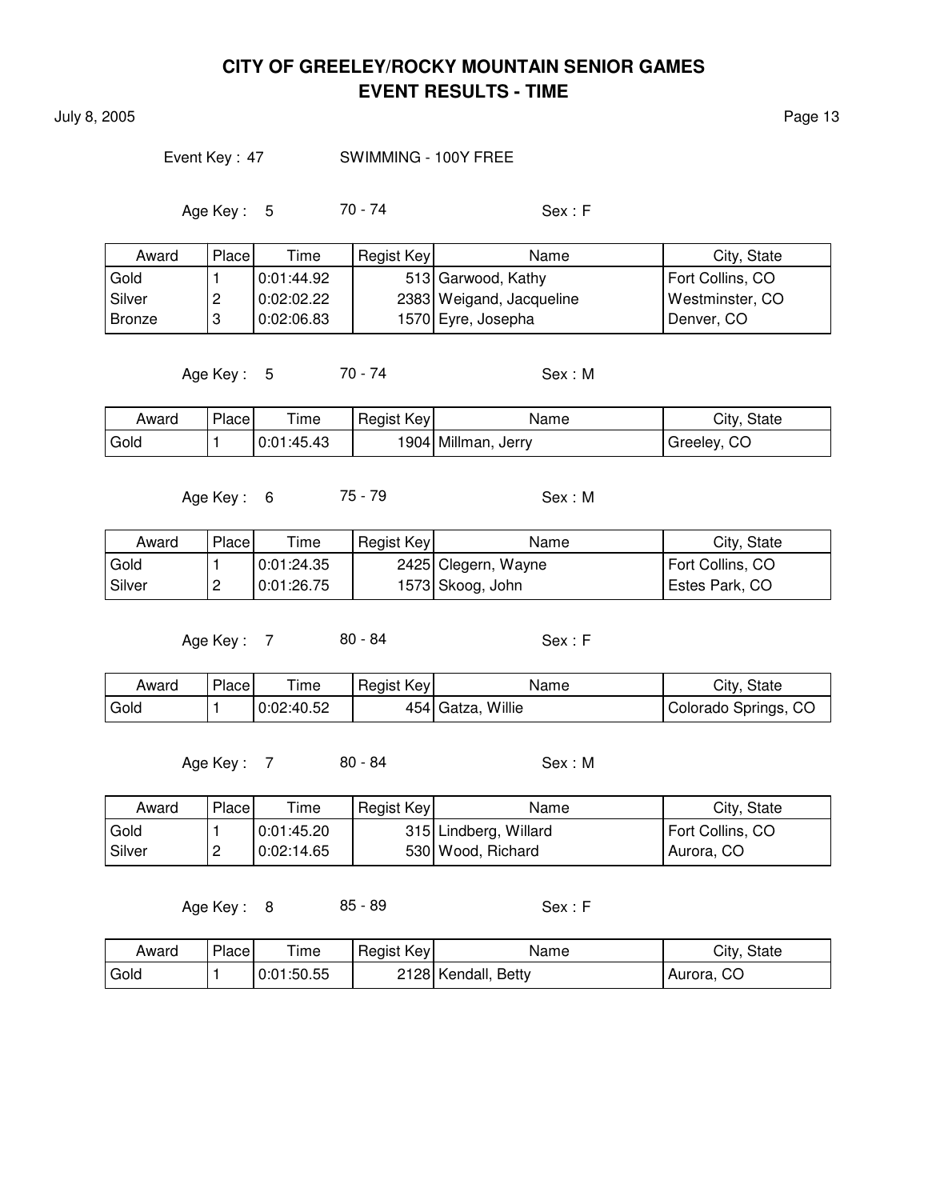# CITY OF GREELEY/ROCKY MOUNTAIN SENIOR GAMES
## EVENT RESULTS - TIME

July 8, 2005

Event Key : 47 SWIMMING - 100Y FREE

Age Key : 5 70 - 74 Sex : F

| Award | Place | Time | Regist Key | Name | City, State |
|---|---|---|---|---|---|
| Gold | 1 | 0:01:44.92 | 513 | Garwood, Kathy | Fort Collins, CO |
| Silver | 2 | 0:02:02.22 | 2383 | Weigand, Jacqueline | Westminster, CO |
| Bronze | 3 | 0:02:06.83 | 1570 | Eyre, Josepha | Denver, CO |

Age Key : 5 70 - 74 Sex : M

| Award | Place | Time | Regist Key | Name | City, State |
|---|---|---|---|---|---|
| Gold | 1 | 0:01:45.43 | 1904 | Millman, Jerry | Greeley, CO |

Age Key : 6 75 - 79 Sex : M

| Award | Place | Time | Regist Key | Name | City, State |
|---|---|---|---|---|---|
| Gold | 1 | 0:01:24.35 | 2425 | Clegern, Wayne | Fort Collins, CO |
| Silver | 2 | 0:01:26.75 | 1573 | Skoog, John | Estes Park, CO |

Age Key : 7 80 - 84 Sex : F

| Award | Place | Time | Regist Key | Name | City, State |
|---|---|---|---|---|---|
| Gold | 1 | 0:02:40.52 | 454 | Gatza, Willie | Colorado Springs, CO |

Age Key : 7 80 - 84 Sex : M

| Award | Place | Time | Regist Key | Name | City, State |
|---|---|---|---|---|---|
| Gold | 1 | 0:01:45.20 | 315 | Lindberg, Willard | Fort Collins, CO |
| Silver | 2 | 0:02:14.65 | 530 | Wood, Richard | Aurora, CO |

Age Key : 8 85 - 89 Sex : F

| Award | Place | Time | Regist Key | Name | City, State |
|---|---|---|---|---|---|
| Gold | 1 | 0:01:50.55 | 2128 | Kendall, Betty | Aurora, CO |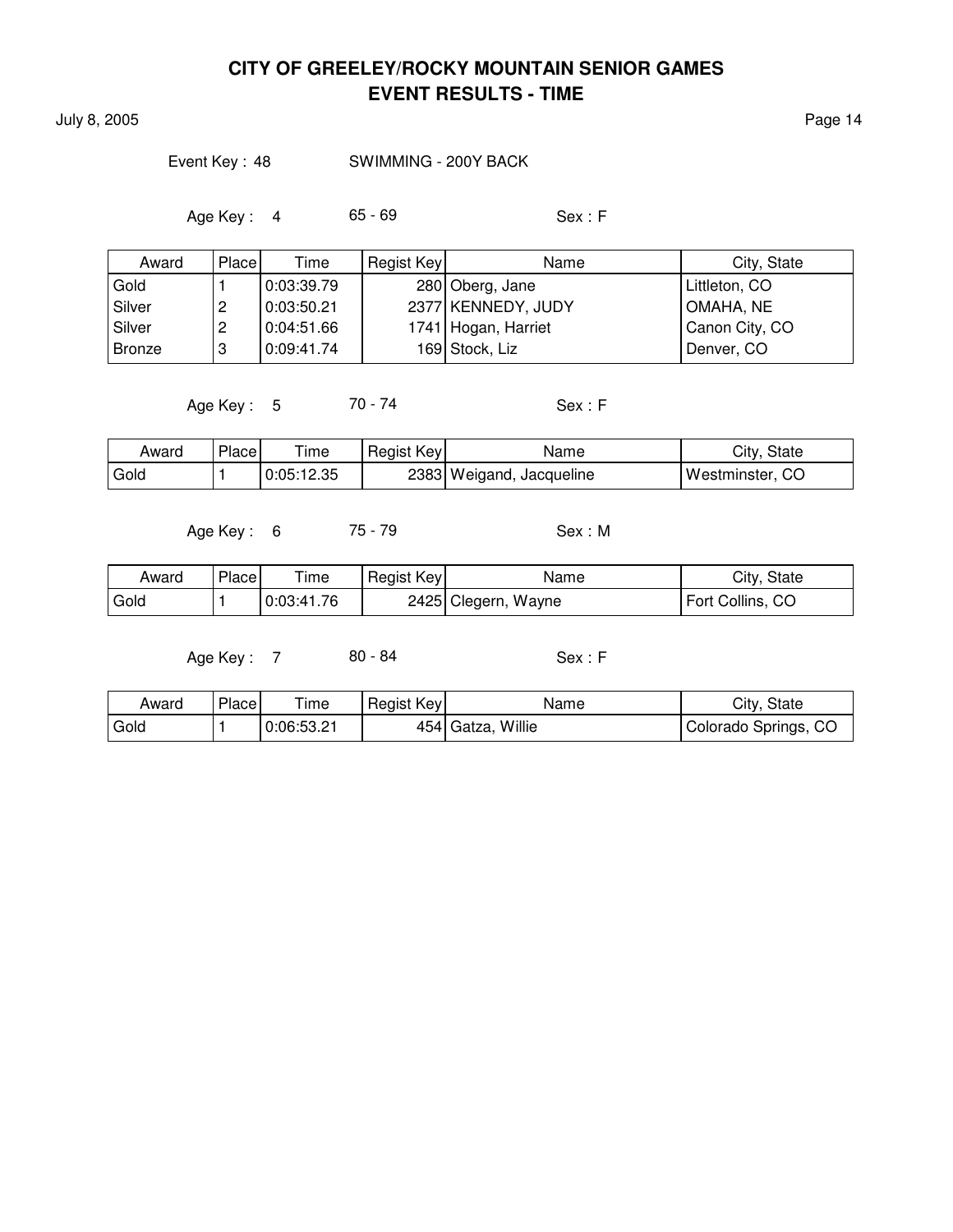# CITY OF GREELEY/ROCKY MOUNTAIN SENIOR GAMES
## EVENT RESULTS - TIME

July 8, 2005

Event Key : 48 SWIMMING - 200Y BACK

Age Key : 4 65 - 69 Sex : F

| Award | Place | Time | Regist Key | Name | City, State |
|---|---|---|---|---|---|
| Gold | 1 | 0:03:39.79 | 280 | Oberg, Jane | Littleton, CO |
| Silver | 2 | 0:03:50.21 | 2377 | KENNEDY, JUDY | OMAHA, NE |
| Silver | 2 | 0:04:51.66 | 1741 | Hogan, Harriet | Canon City, CO |
| Bronze | 3 | 0:09:41.74 | 169 | Stock, Liz | Denver, CO |

Age Key : 5 70 - 74 Sex : F

| Award | Place | Time | Regist Key | Name | City, State |
|---|---|---|---|---|---|
| Gold | 1 | 0:05:12.35 | 2383 | Weigand, Jacqueline | Westminster, CO |

Age Key : 6 75 - 79 Sex : M

| Award | Place | Time | Regist Key | Name | City, State |
|---|---|---|---|---|---|
| Gold | 1 | 0:03:41.76 | 2425 | Clegern, Wayne | Fort Collins, CO |

Age Key : 7 80 - 84 Sex : F

| Award | Place | Time | Regist Key | Name | City, State |
|---|---|---|---|---|---|
| Gold | 1 | 0:06:53.21 | 454 | Gatza, Willie | Colorado Springs, CO |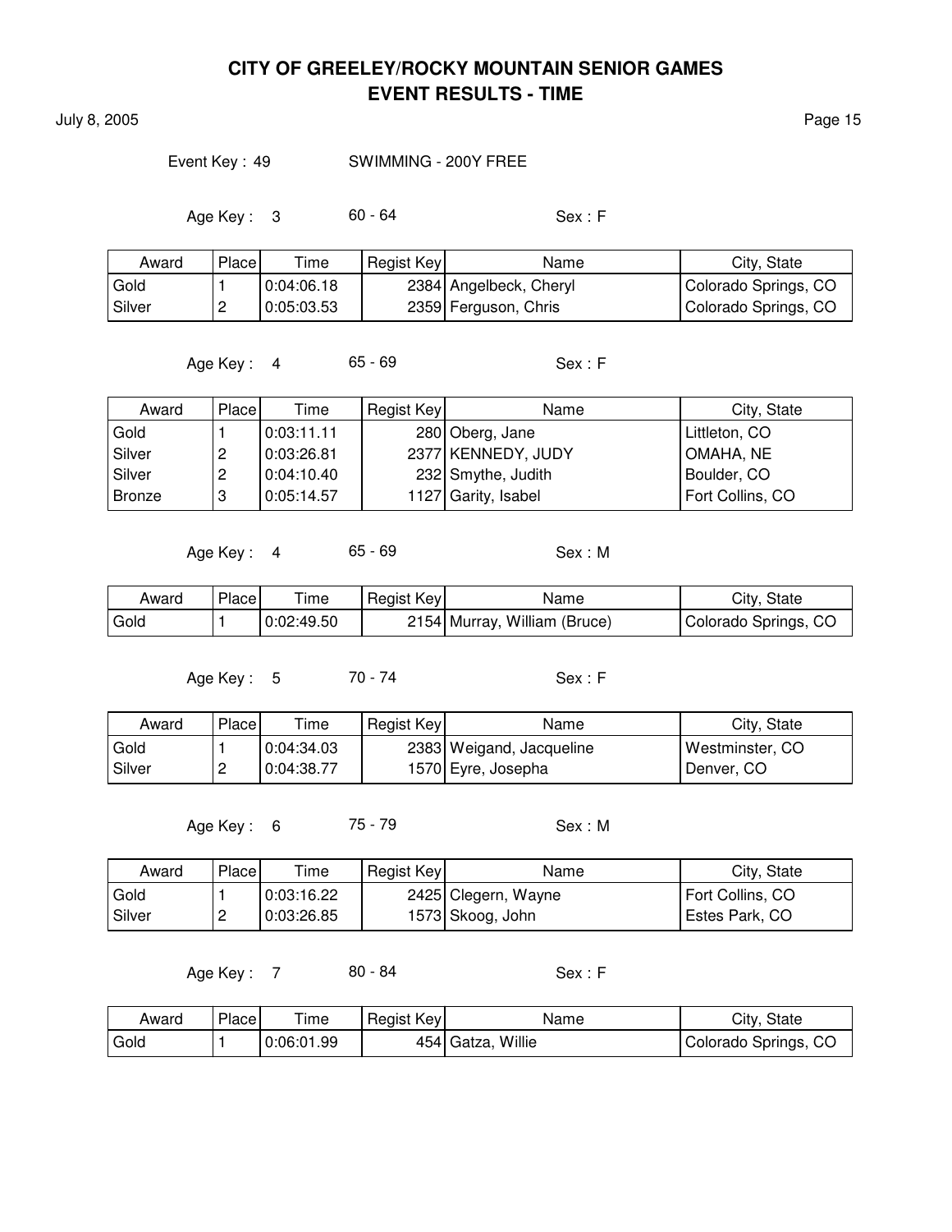# CITY OF GREELEY/ROCKY MOUNTAIN SENIOR GAMES
## EVENT RESULTS - TIME

July 8, 2005

Event Key : 49 SWIMMING - 200Y FREE

Age Key : 3 60 - 64 Sex : F

| Award | Place | Time | Regist Key | Name | City, State |
|---|---|---|---|---|---|
| Gold | 1 | 0:04:06.18 | 2384 | Angelbeck, Cheryl | Colorado Springs, CO |
| Silver | 2 | 0:05:03.53 | 2359 | Ferguson, Chris | Colorado Springs, CO |

Age Key : 4 65 - 69 Sex : F

| Award | Place | Time | Regist Key | Name | City, State |
|---|---|---|---|---|---|
| Gold | 1 | 0:03:11.11 | 280 | Oberg, Jane | Littleton, CO |
| Silver | 2 | 0:03:26.81 | 2377 | KENNEDY, JUDY | OMAHA, NE |
| Silver | 2 | 0:04:10.40 | 232 | Smythe, Judith | Boulder, CO |
| Bronze | 3 | 0:05:14.57 | 1127 | Garity, Isabel | Fort Collins, CO |

Age Key : 4 65 - 69 Sex : M

| Award | Place | Time | Regist Key | Name | City, State |
|---|---|---|---|---|---|
| Gold | 1 | 0:02:49.50 | 2154 | Murray, William (Bruce) | Colorado Springs, CO |

Age Key : 5 70 - 74 Sex : F

| Award | Place | Time | Regist Key | Name | City, State |
|---|---|---|---|---|---|
| Gold | 1 | 0:04:34.03 | 2383 | Weigand, Jacqueline | Westminster, CO |
| Silver | 2 | 0:04:38.77 | 1570 | Eyre, Josepha | Denver, CO |

Age Key : 6 75 - 79 Sex : M

| Award | Place | Time | Regist Key | Name | City, State |
|---|---|---|---|---|---|
| Gold | 1 | 0:03:16.22 | 2425 | Clegern, Wayne | Fort Collins, CO |
| Silver | 2 | 0:03:26.85 | 1573 | Skoog, John | Estes Park, CO |

Age Key : 7 80 - 84 Sex : F

| Award | Place | Time | Regist Key | Name | City, State |
|---|---|---|---|---|---|
| Gold | 1 | 0:06:01.99 | 454 | Gatza, Willie | Colorado Springs, CO |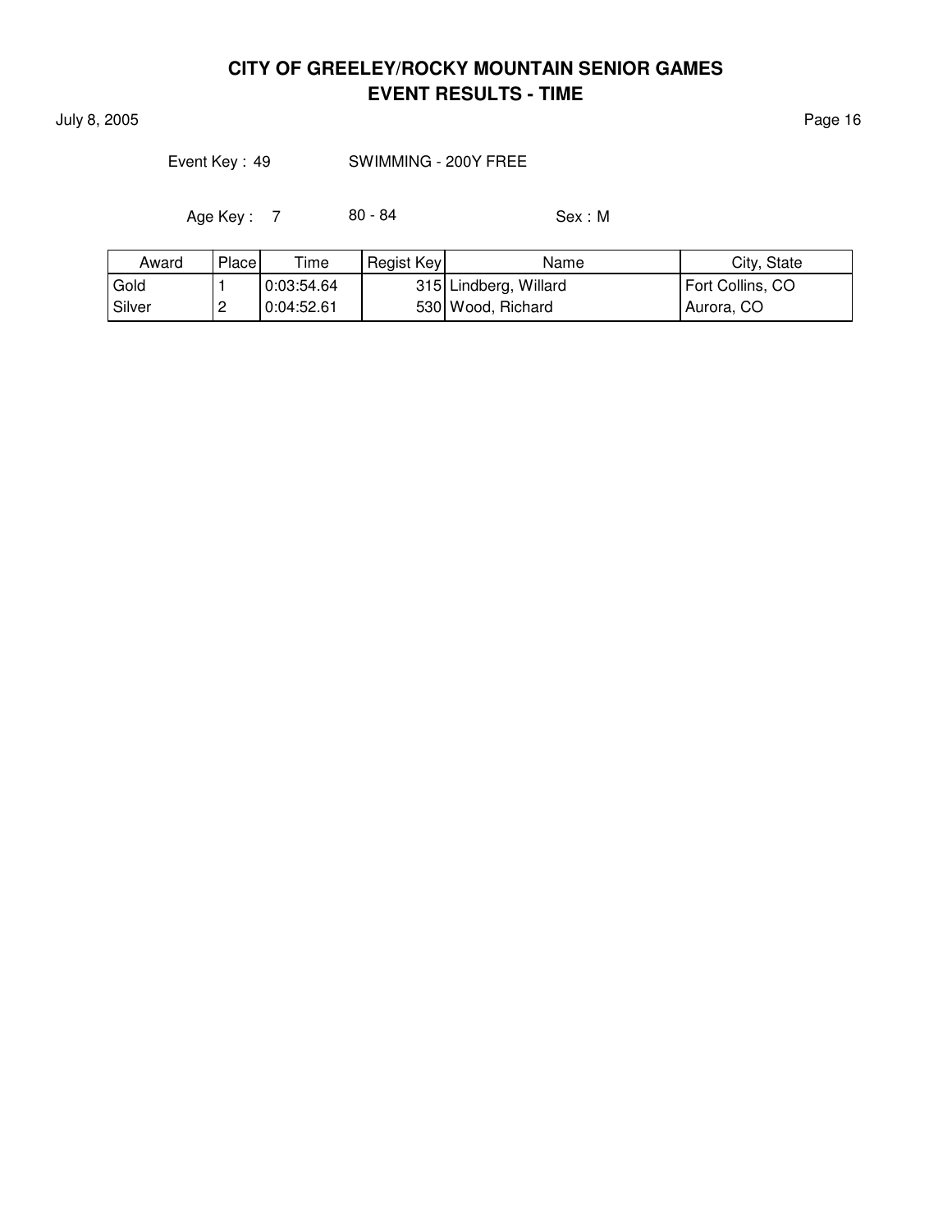# CITY OF GREELEY/ROCKY MOUNTAIN SENIOR GAMES
## EVENT RESULTS - TIME

July 8, 2005

Event Key : 49 SWIMMING - 200Y FREE

Age Key : 7 80 - 84 Sex : M

| Award | Place | Time | Regist Key | Name | City, State |
|---|---|---|---|---|---|
| Gold | 1 | 0:03:54.64 | 315 | Lindberg, Willard | Fort Collins, CO |
| Silver | 2 | 0:04:52.61 | 530 | Wood, Richard | Aurora, CO |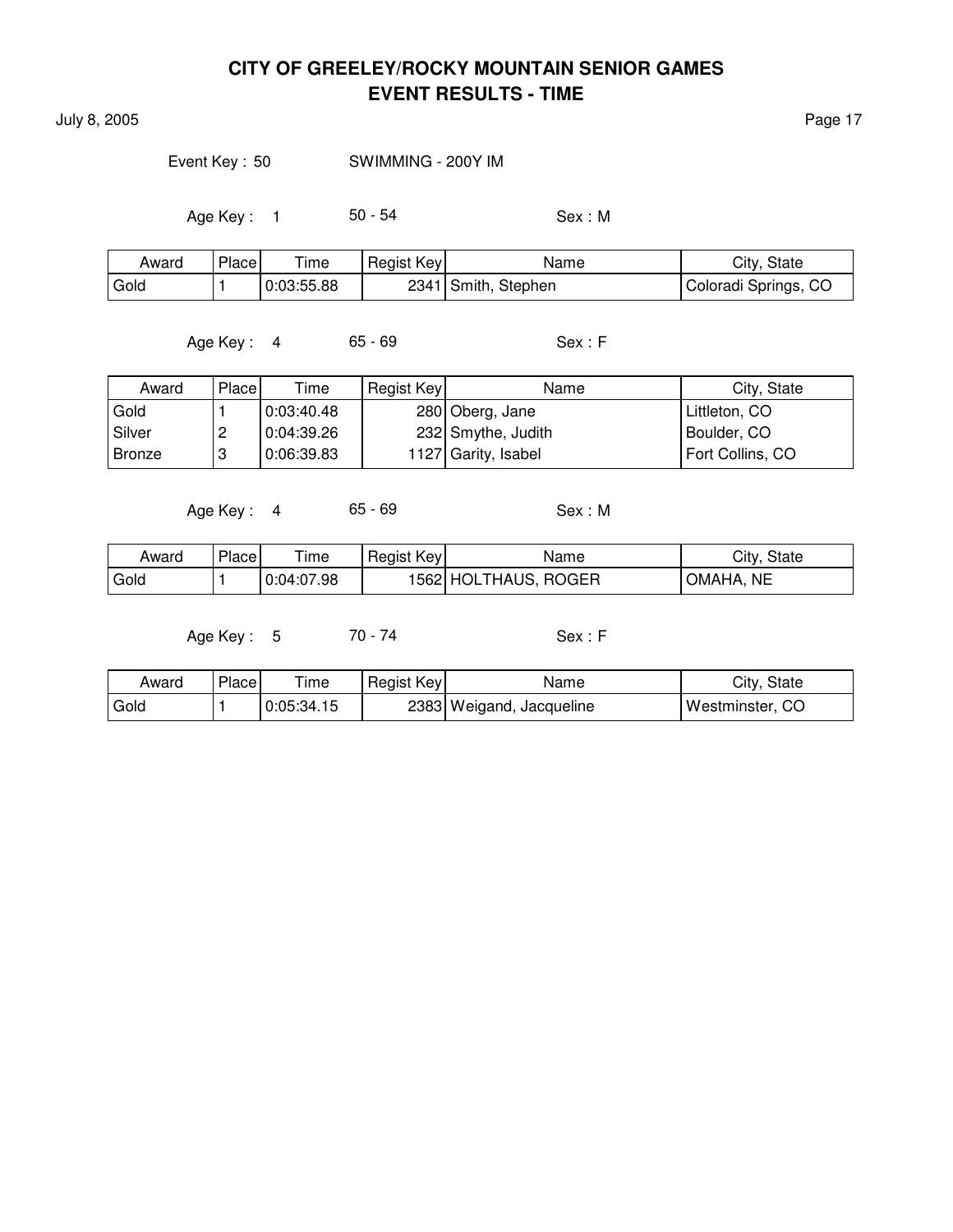# CITY OF GREELEY/ROCKY MOUNTAIN SENIOR GAMES
## EVENT RESULTS - TIME

July 8, 2005

Event Key : 50 SWIMMING - 200Y IM

Age Key : 1 50 - 54 Sex : M

| Award | Place | Time | Regist Key | Name | City, State |
|---|---|---|---|---|---|
| Gold | 1 | 0:03:55.88 | 2341 | Smith, Stephen | Coloradi Springs, CO |

Age Key : 4 65 - 69 Sex : F

| Award | Place | Time | Regist Key | Name | City, State |
|---|---|---|---|---|---|
| Gold | 1 | 0:03:40.48 | 280 | Oberg, Jane | Littleton, CO |
| Silver | 2 | 0:04:39.26 | 232 | Smythe, Judith | Boulder, CO |
| Bronze | 3 | 0:06:39.83 | 1127 | Garity, Isabel | Fort Collins, CO |

Age Key : 4 65 - 69 Sex : M

| Award | Place | Time | Regist Key | Name | City, State |
|---|---|---|---|---|---|
| Gold | 1 | 0:04:07.98 | 1562 | HOLTHAUS, ROGER | OMAHA, NE |

Age Key : 5 70 - 74 Sex : F

| Award | Place | Time | Regist Key | Name | City, State |
|---|---|---|---|---|---|
| Gold | 1 | 0:05:34.15 | 2383 | Weigand, Jacqueline | Westminster, CO |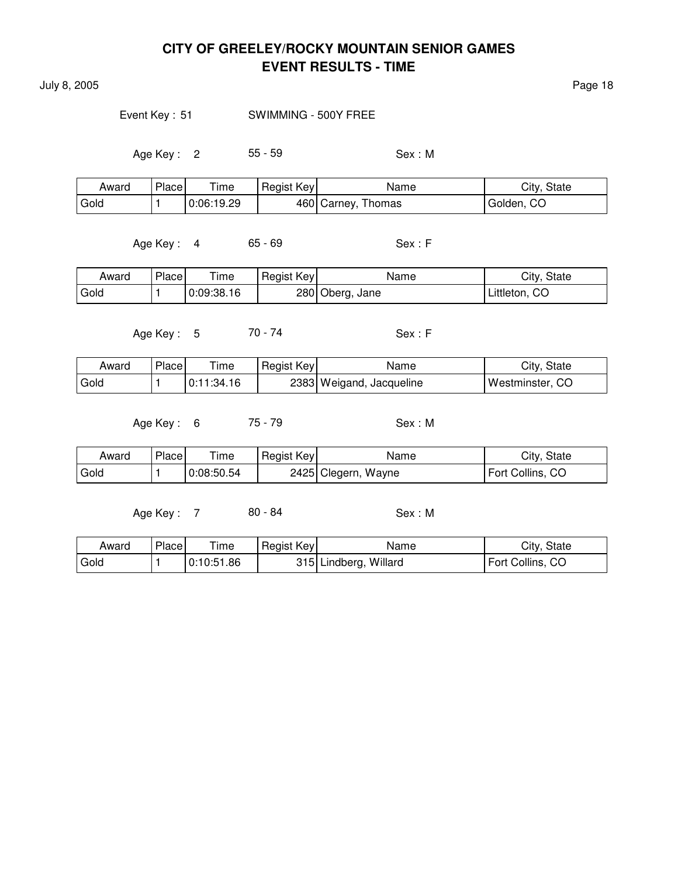# CITY OF GREELEY/ROCKY MOUNTAIN SENIOR GAMES
## EVENT RESULTS - TIME

July 8, 2005

Event Key : 51 SWIMMING - 500Y FREE

Age Key : 2 55 - 59 Sex : M

| Award | Place | Time | Regist Key | Name | City, State |
|---|---|---|---|---|---|
| Gold | 1 | 0:06:19.29 | 460 | Carney, Thomas | Golden, CO |

Age Key : 4 65 - 69 Sex : F

| Award | Place | Time | Regist Key | Name | City, State |
|---|---|---|---|---|---|
| Gold | 1 | 0:09:38.16 | 280 | Oberg, Jane | Littleton, CO |

Age Key : 5 70 - 74 Sex : F

| Award | Place | Time | Regist Key | Name | City, State |
|---|---|---|---|---|---|
| Gold | 1 | 0:11:34.16 | 2383 | Weigand, Jacqueline | Westminster, CO |

Age Key : 6 75 - 79 Sex : M

| Award | Place | Time | Regist Key | Name | City, State |
|---|---|---|---|---|---|
| Gold | 1 | 0:08:50.54 | 2425 | Clegern, Wayne | Fort Collins, CO |

Age Key : 7 80 - 84 Sex : M

| Award | Place | Time | Regist Key | Name | City, State |
|---|---|---|---|---|---|
| Gold | 1 | 0:10:51.86 | 315 | Lindberg, Willard | Fort Collins, CO |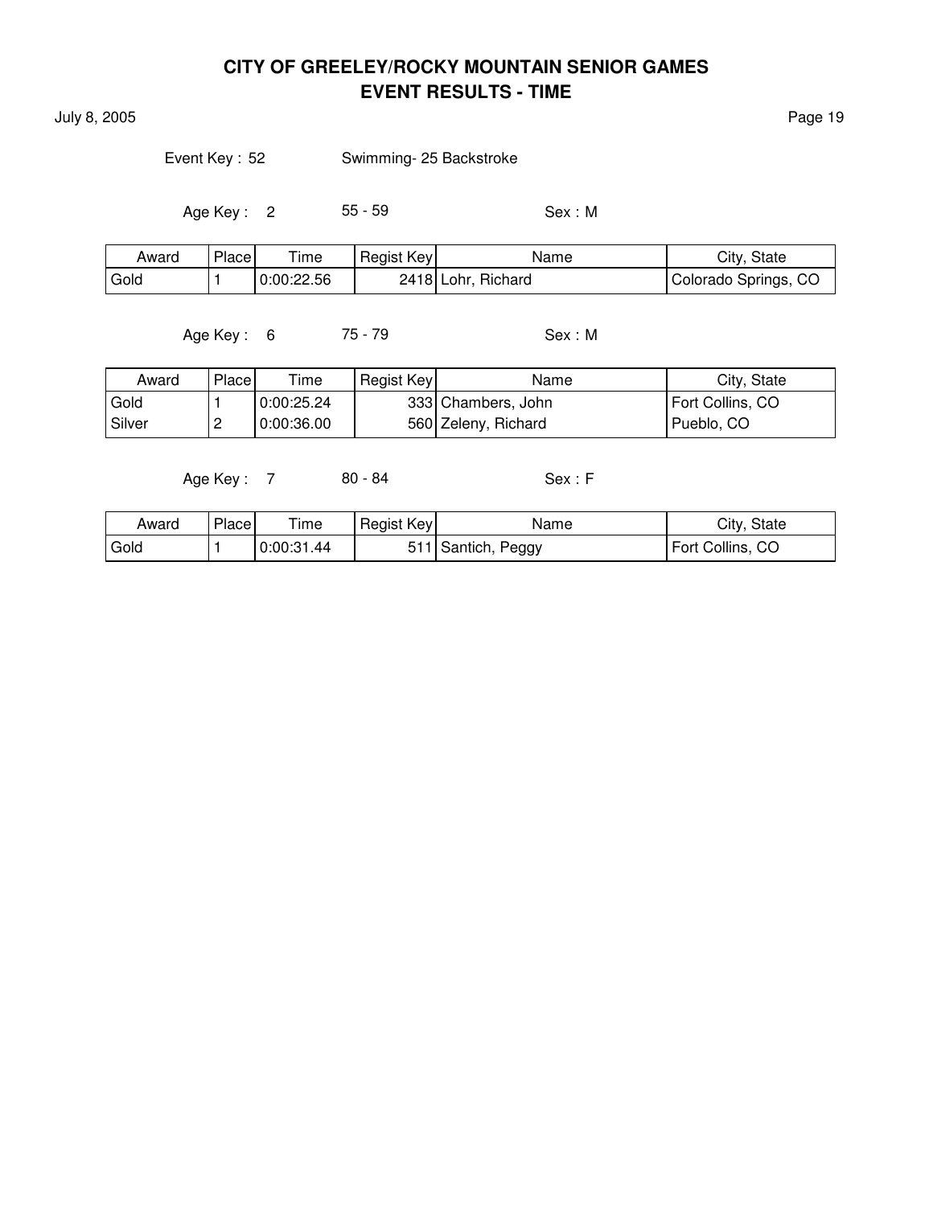# CITY OF GREELEY/ROCKY MOUNTAIN SENIOR GAMES
## EVENT RESULTS - TIME

July 8, 2005

Event Key : 52 Swimming- 25 Backstroke

Age Key : 2 55 - 59 Sex : M

| Award | Place | Time | Regist Key | Name | City, State |
|---|---|---|---|---|---|
| Gold | 1 | 0:00:22.56 | 2418 | Lohr, Richard | Colorado Springs, CO |

Age Key : 6 75 - 79 Sex : M

| Award | Place | Time | Regist Key | Name | City, State |
|---|---|---|---|---|---|
| Gold | 1 | 0:00:25.24 | 333 | Chambers, John | Fort Collins, CO |
| Silver | 2 | 0:00:36.00 | 560 | Zeleny, Richard | Pueblo, CO |

Age Key : 7 80 - 84 Sex : F

| Award | Place | Time | Regist Key | Name | City, State |
|---|---|---|---|---|---|
| Gold | 1 | 0:00:31.44 | 511 | Santich, Peggy | Fort Collins, CO |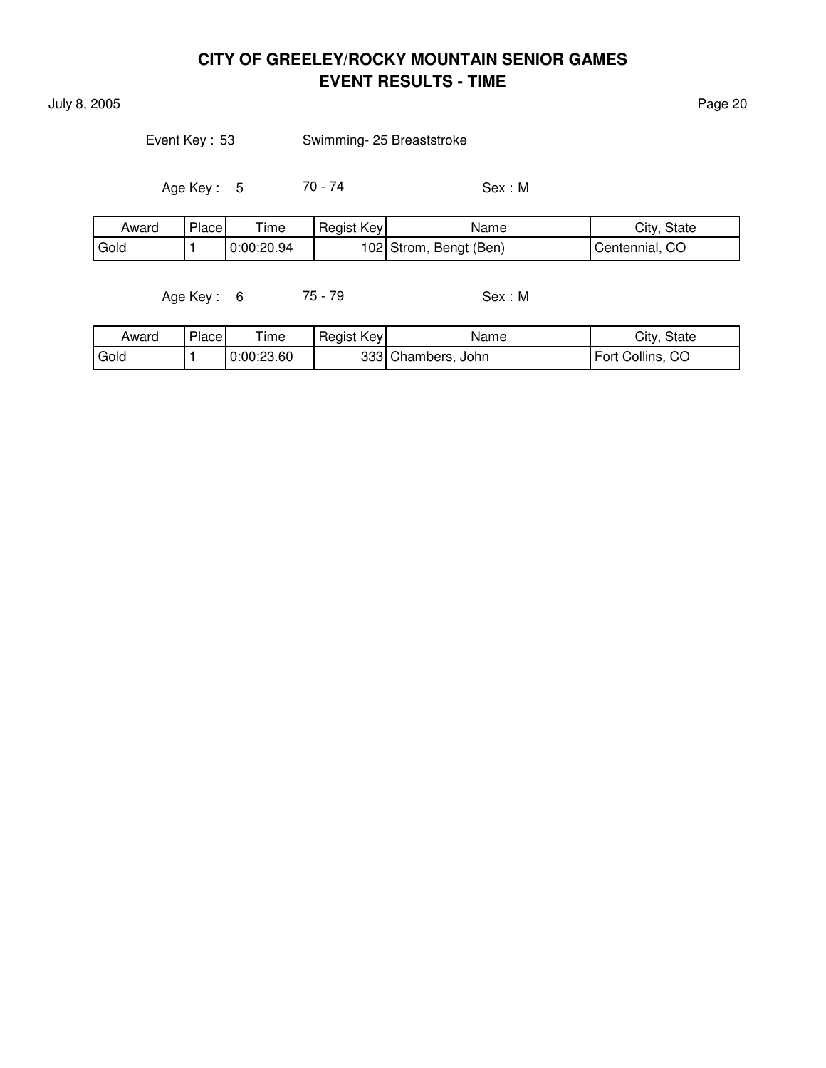# CITY OF GREELEY/ROCKY MOUNTAIN SENIOR GAMES
## EVENT RESULTS - TIME

July 8, 2005

Event Key : 53 Swimming- 25 Breaststroke

Age Key : 5 70 - 74 Sex : M

| Award | Place | Time | Regist Key | Name | City, State |
|---|---|---|---|---|---|
| Gold | 1 | 0:00:20.94 | 102 | Strom, Bengt (Ben) | Centennial, CO |

Age Key : 6 75 - 79 Sex : M

| Award | Place | Time | Regist Key | Name | City, State |
|---|---|---|---|---|---|
| Gold | 1 | 0:00:23.60 | 333 | Chambers, John | Fort Collins, CO |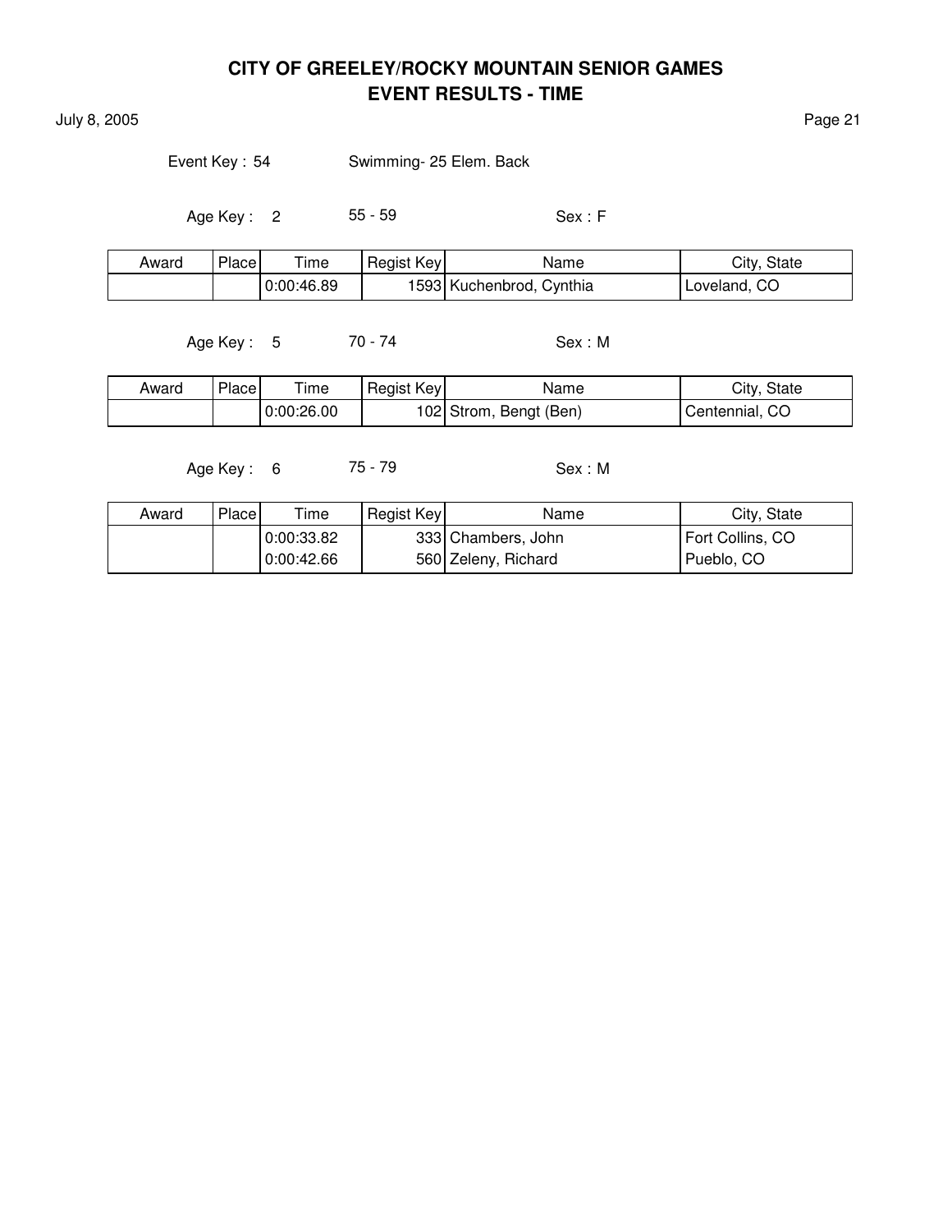# CITY OF GREELEY/ROCKY MOUNTAIN SENIOR GAMES
## EVENT RESULTS - TIME

July 8, 2005

Event Key : 54 Swimming- 25 Elem. Back

Age Key : 2 55 - 59 Sex : F

| Award | Place | Time | Regist Key | Name | City, State |
|---|---|---|---|---|---|
| | | 0:00:46.89 | 1593 | Kuchenbrod, Cynthia | Loveland, CO |

Age Key : 5 70 - 74 Sex : M

| Award | Place | Time | Regist Key | Name | City, State |
|---|---|---|---|---|---|
| | | 0:00:26.00 | 102 | Strom, Bengt (Ben) | Centennial, CO |

Age Key : 6 75 - 79 Sex : M

| Award | Place | Time | Regist Key | Name | City, State |
|---|---|---|---|---|---|
| | | 0:00:33.82 | 333 | Chambers, John | Fort Collins, CO |
| | | 0:00:42.66 | 560 | Zeleny, Richard | Pueblo, CO |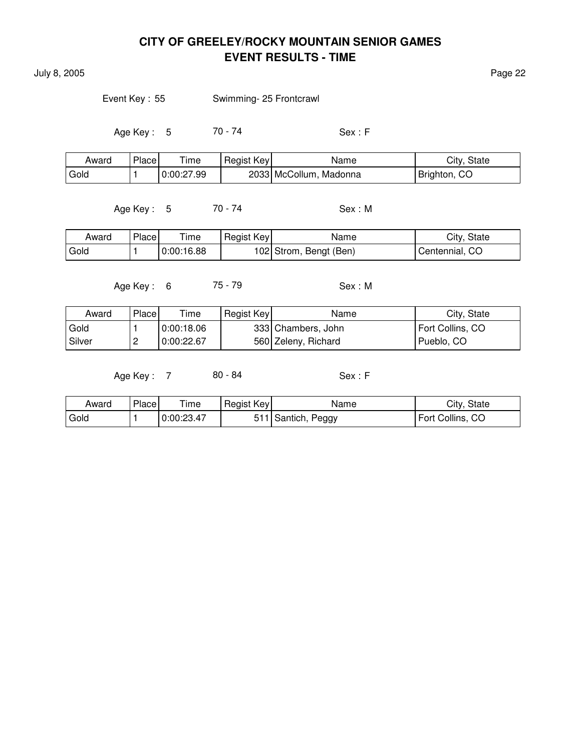# CITY OF GREELEY/ROCKY MOUNTAIN SENIOR GAMES
## EVENT RESULTS - TIME

July 8, 2005

Event Key : 55 Swimming- 25 Frontcrawl

Age Key : 5 70 - 74 Sex : F

| Award | Place | Time | Regist Key | Name | City, State |
|---|---|---|---|---|---|
| Gold | 1 | 0:00:27.99 | 2033 | McCollum, Madonna | Brighton, CO |

Age Key : 5 70 - 74 Sex : M

| Award | Place | Time | Regist Key | Name | City, State |
|---|---|---|---|---|---|
| Gold | 1 | 0:00:16.88 | 102 | Strom, Bengt (Ben) | Centennial, CO |

Age Key : 6 75 - 79 Sex : M

| Award | Place | Time | Regist Key | Name | City, State |
|---|---|---|---|---|---|
| Gold | 1 | 0:00:18.06 | 333 | Chambers, John | Fort Collins, CO |
| Silver | 2 | 0:00:22.67 | 560 | Zeleny, Richard | Pueblo, CO |

Age Key : 7 80 - 84 Sex : F

| Award | Place | Time | Regist Key | Name | City, State |
|---|---|---|---|---|---|
| Gold | 1 | 0:00:23.47 | 511 | Santich, Peggy | Fort Collins, CO |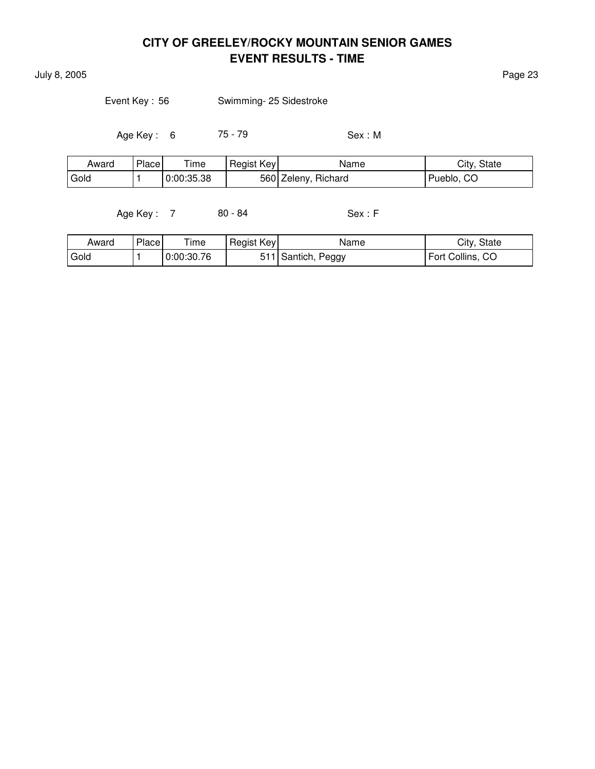# CITY OF GREELEY/ROCKY MOUNTAIN SENIOR GAMES
## EVENT RESULTS - TIME

July 8, 2005

Event Key : 56 Swimming- 25 Sidestroke

Age Key : 6 75 - 79 Sex : M

| Award | Place | Time | Regist Key | Name | City, State |
|---|---|---|---|---|---|
| Gold | 1 | 0:00:35.38 | 560 | Zeleny, Richard | Pueblo, CO |

Age Key : 7 80 - 84 Sex : F

| Award | Place | Time | Regist Key | Name | City, State |
|---|---|---|---|---|---|
| Gold | 1 | 0:00:30.76 | 511 | Santich, Peggy | Fort Collins, CO |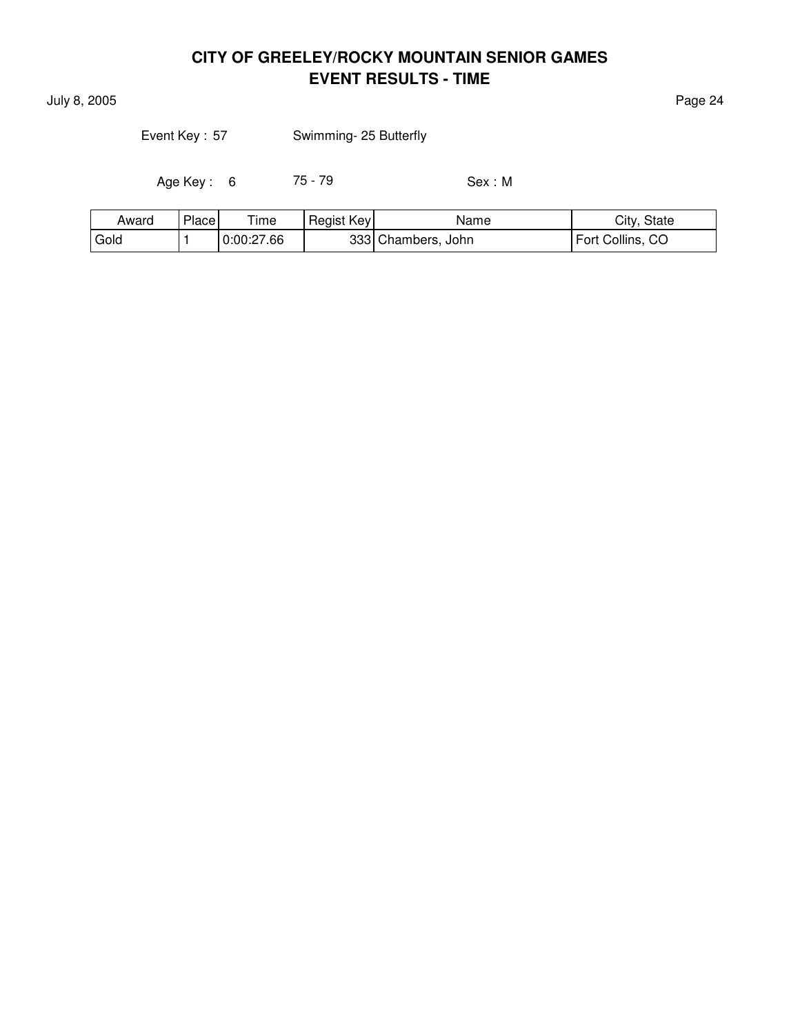# CITY OF GREELEY/ROCKY MOUNTAIN SENIOR GAMES
## EVENT RESULTS - TIME

July 8, 2005

Event Key : 57 Swimming- 25 Butterfly

Age Key : 6 75 - 79 Sex : M

| Award | Place | Time | Regist Key | Name | City, State |
|---|---|---|---|---|---|
| Gold | 1 | 0:00:27.66 | 333 | Chambers, John | Fort Collins, CO |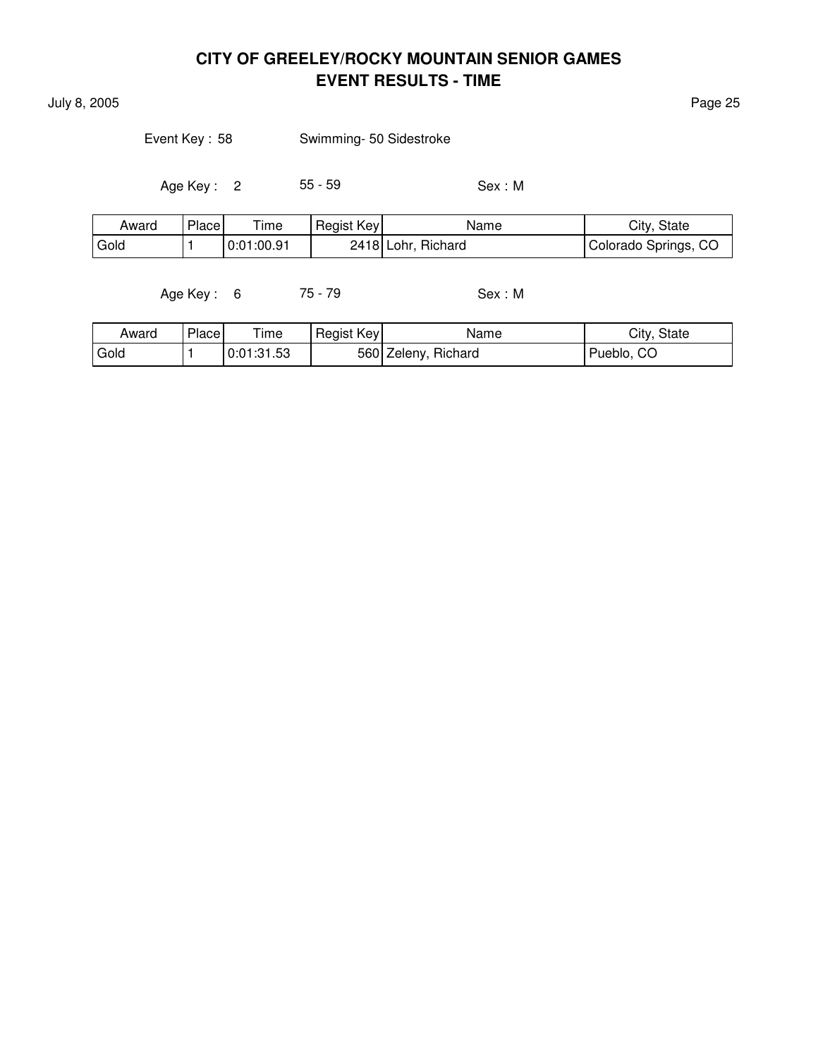# CITY OF GREELEY/ROCKY MOUNTAIN SENIOR GAMES
## EVENT RESULTS - TIME

July 8, 2005

Event Key : 58 Swimming- 50 Sidestroke

Age Key : 2 55 - 59 Sex : M

| Award | Place | Time | Regist Key | Name | City, State |
|---|---|---|---|---|---|
| Gold | 1 | 0:01:00.91 | 2418 | Lohr, Richard | Colorado Springs, CO |

Age Key : 6 75 - 79 Sex : M

| Award | Place | Time | Regist Key | Name | City, State |
|---|---|---|---|---|---|
| Gold | 1 | 0:01:31.53 | 560 | Zeleny, Richard | Pueblo, CO |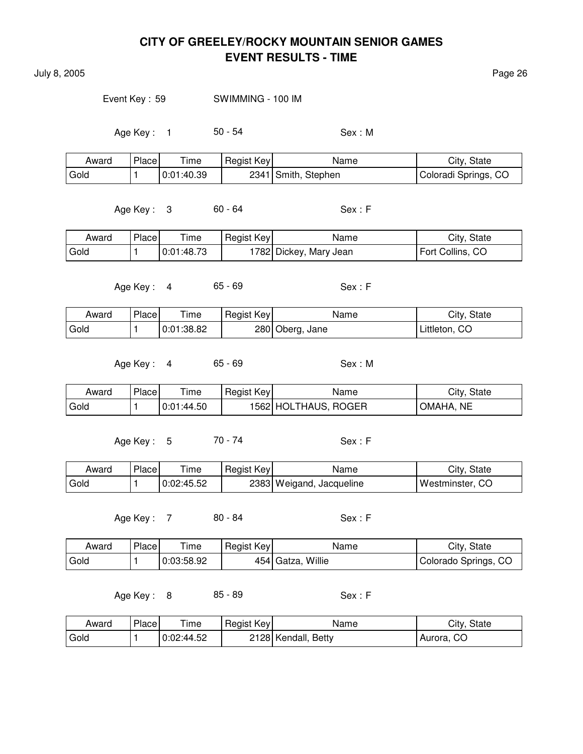# CITY OF GREELEY/ROCKY MOUNTAIN SENIOR GAMES
## EVENT RESULTS - TIME

July 8, 2005

Event Key : 59 SWIMMING - 100 IM

Age Key : 1 50 - 54 Sex : M

| Award | Place | Time | Regist Key | Name | City, State |
|---|---|---|---|---|---|
| Gold | 1 | 0:01:40.39 | 2341 | Smith, Stephen | Coloradi Springs, CO |

Age Key : 3 60 - 64 Sex : F

| Award | Place | Time | Regist Key | Name | City, State |
|---|---|---|---|---|---|
| Gold | 1 | 0:01:48.73 | 1782 | Dickey, Mary Jean | Fort Collins, CO |

Age Key : 4 65 - 69 Sex : F

| Award | Place | Time | Regist Key | Name | City, State |
|---|---|---|---|---|---|
| Gold | 1 | 0:01:38.82 | 280 | Oberg, Jane | Littleton, CO |

Age Key : 4 65 - 69 Sex : M

| Award | Place | Time | Regist Key | Name | City, State |
|---|---|---|---|---|---|
| Gold | 1 | 0:01:44.50 | 1562 | HOLTHAUS, ROGER | OMAHA, NE |

Age Key : 5 70 - 74 Sex : F

| Award | Place | Time | Regist Key | Name | City, State |
|---|---|---|---|---|---|
| Gold | 1 | 0:02:45.52 | 2383 | Weigand, Jacqueline | Westminster, CO |

Age Key : 7 80 - 84 Sex : F

| Award | Place | Time | Regist Key | Name | City, State |
|---|---|---|---|---|---|
| Gold | 1 | 0:03:58.92 | 454 | Gatza, Willie | Colorado Springs, CO |

Age Key : 8 85 - 89 Sex : F

| Award | Place | Time | Regist Key | Name | City, State |
|---|---|---|---|---|---|
| Gold | 1 | 0:02:44.52 | 2128 | Kendall, Betty | Aurora, CO |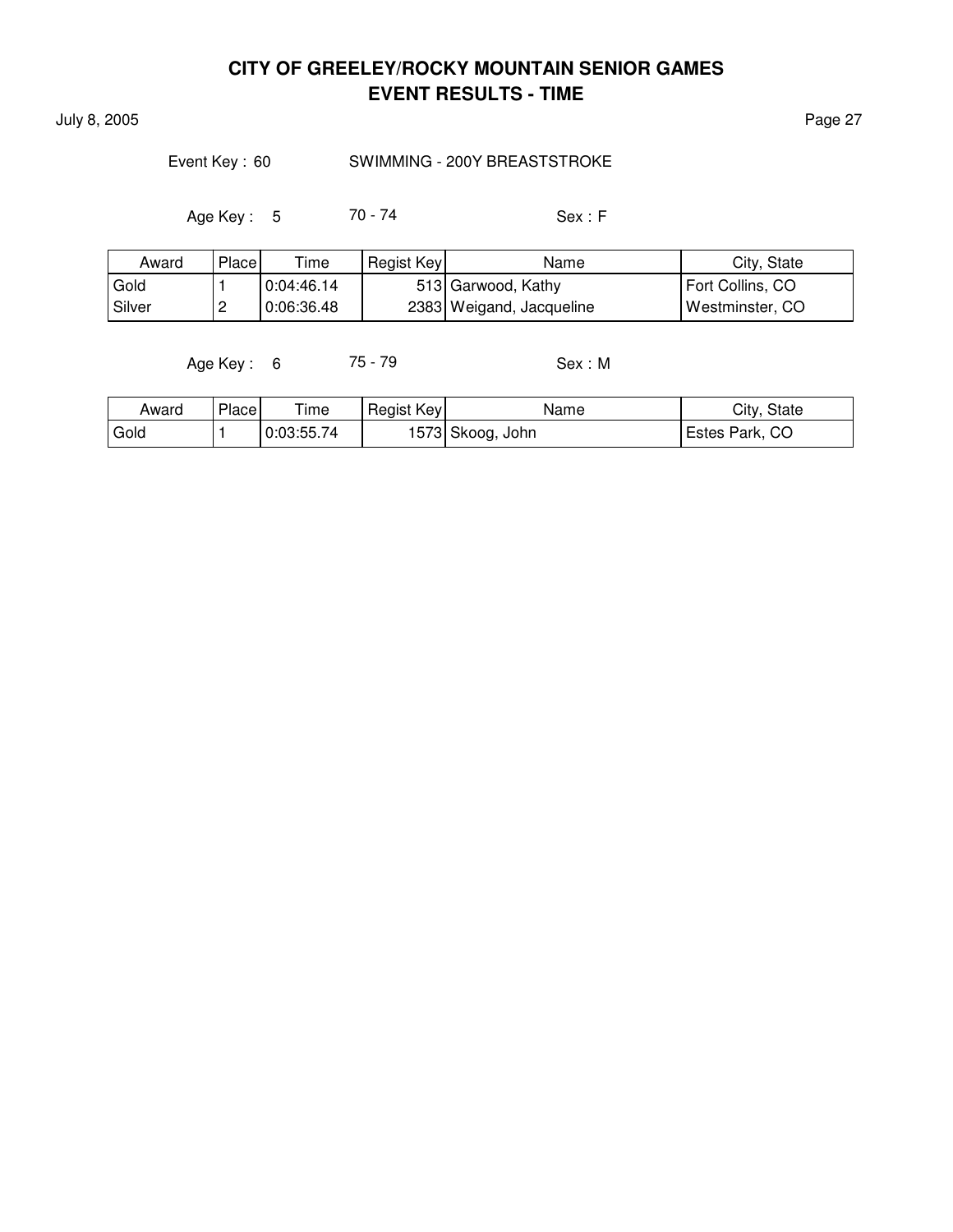# CITY OF GREELEY/ROCKY MOUNTAIN SENIOR GAMES
## EVENT RESULTS - TIME

July 8, 2005

Event Key : 60 SWIMMING - 200Y BREASTSTROKE

Age Key : 5 70 - 74 Sex : F

| Award | Place | Time | Regist Key | Name | City, State |
|---|---|---|---|---|---|
| Gold | 1 | 0:04:46.14 | 513 | Garwood, Kathy | Fort Collins, CO |
| Silver | 2 | 0:06:36.48 | 2383 | Weigand, Jacqueline | Westminster, CO |

Age Key : 6 75 - 79 Sex : M

| Award | Place | Time | Regist Key | Name | City, State |
|---|---|---|---|---|---|
| Gold | 1 | 0:03:55.74 | 1573 | Skoog, John | Estes Park, CO |